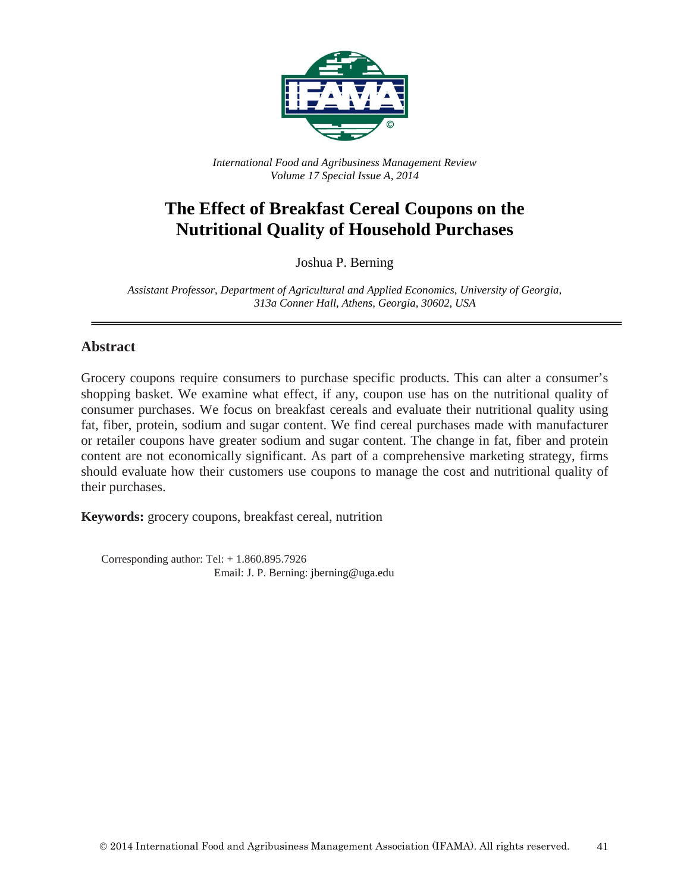*International Food and Agribusiness Management Review*
*Volume 17 Special Issue A, 2014*

# The Effect of Breakfast Cereal Coupons on the Nutritional Quality of Household Purchases

Joshua P. Berning

*Assistant Professor, Department of Agricultural and Applied Economics, University of Georgia, 313a Conner Hall, Athens, Georgia, 30602, USA*

## Abstract

Grocery coupons require consumers to purchase specific products. This can alter a consumer's shopping basket. We examine what effect, if any, coupon use has on the nutritional quality of consumer purchases. We focus on breakfast cereals and evaluate their nutritional quality using fat, fiber, protein, sodium and sugar content. We find cereal purchases made with manufacturer or retailer coupons have greater sodium and sugar content. The change in fat, fiber and protein content are not economically significant. As part of a comprehensive marketing strategy, firms should evaluate how their customers use coupons to manage the cost and nutritional quality of their purchases.

**Keywords:** grocery coupons, breakfast cereal, nutrition

Corresponding author: Tel: + 1.860.895.7926
Email: J. P. Berning: jberning@uga.edu

© 2014 International Food and Agribusiness Management Association (IFAMA). All rights reserved.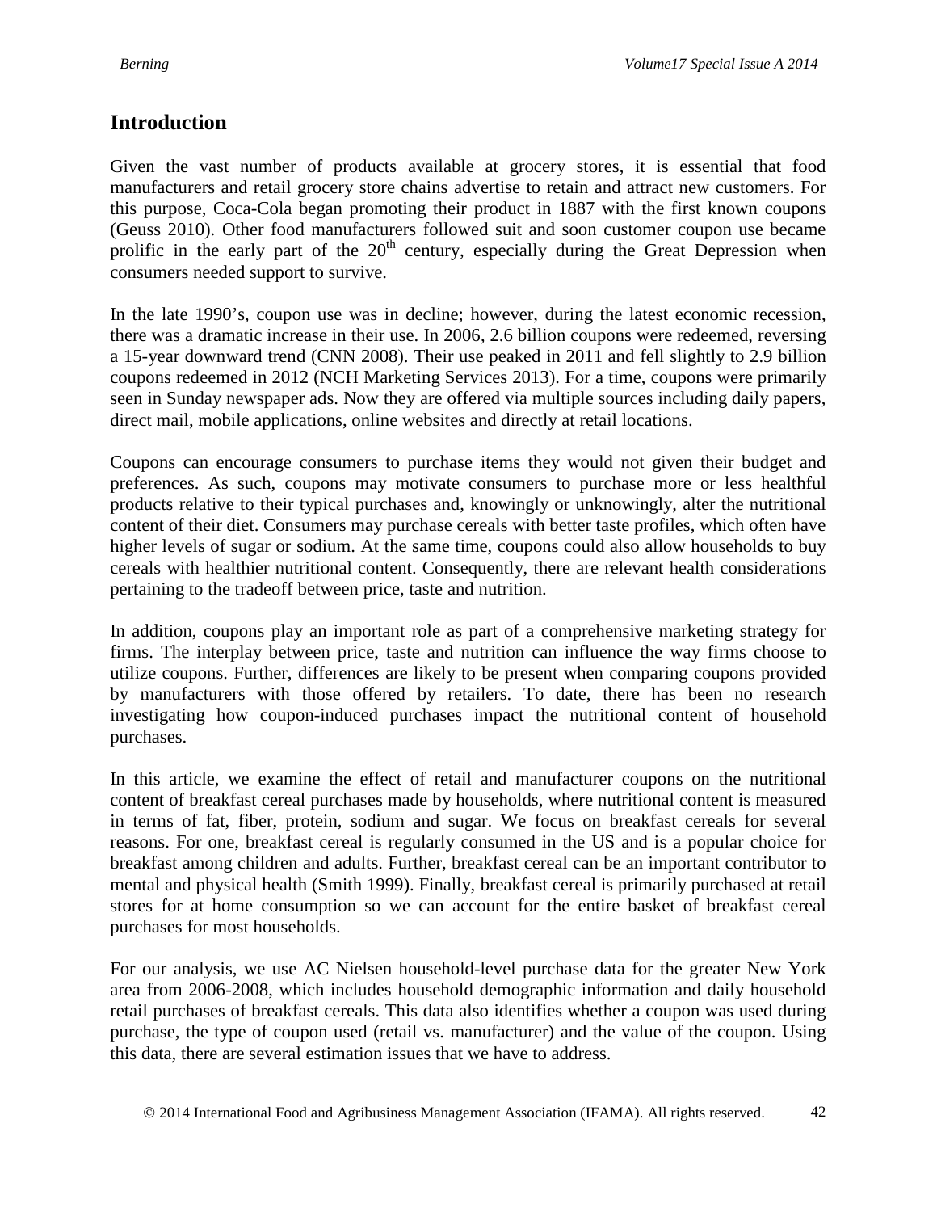## Introduction

Given the vast number of products available at grocery stores, it is essential that food manufacturers and retail grocery store chains advertise to retain and attract new customers. For this purpose, Coca-Cola began promoting their product in 1887 with the first known coupons (Geuss 2010). Other food manufacturers followed suit and soon customer coupon use became prolific in the early part of the 20th century, especially during the Great Depression when consumers needed support to survive.

In the late 1990's, coupon use was in decline; however, during the latest economic recession, there was a dramatic increase in their use. In 2006, 2.6 billion coupons were redeemed, reversing a 15-year downward trend (CNN 2008). Their use peaked in 2011 and fell slightly to 2.9 billion coupons redeemed in 2012 (NCH Marketing Services 2013). For a time, coupons were primarily seen in Sunday newspaper ads. Now they are offered via multiple sources including daily papers, direct mail, mobile applications, online websites and directly at retail locations.

Coupons can encourage consumers to purchase items they would not given their budget and preferences. As such, coupons may motivate consumers to purchase more or less healthful products relative to their typical purchases and, knowingly or unknowingly, alter the nutritional content of their diet. Consumers may purchase cereals with better taste profiles, which often have higher levels of sugar or sodium. At the same time, coupons could also allow households to buy cereals with healthier nutritional content. Consequently, there are relevant health considerations pertaining to the tradeoff between price, taste and nutrition.

In addition, coupons play an important role as part of a comprehensive marketing strategy for firms. The interplay between price, taste and nutrition can influence the way firms choose to utilize coupons. Further, differences are likely to be present when comparing coupons provided by manufacturers with those offered by retailers. To date, there has been no research investigating how coupon-induced purchases impact the nutritional content of household purchases.

In this article, we examine the effect of retail and manufacturer coupons on the nutritional content of breakfast cereal purchases made by households, where nutritional content is measured in terms of fat, fiber, protein, sodium and sugar. We focus on breakfast cereals for several reasons. For one, breakfast cereal is regularly consumed in the US and is a popular choice for breakfast among children and adults. Further, breakfast cereal can be an important contributor to mental and physical health (Smith 1999). Finally, breakfast cereal is primarily purchased at retail stores for at home consumption so we can account for the entire basket of breakfast cereal purchases for most households.

For our analysis, we use AC Nielsen household-level purchase data for the greater New York area from 2006-2008, which includes household demographic information and daily household retail purchases of breakfast cereals. This data also identifies whether a coupon was used during purchase, the type of coupon used (retail vs. manufacturer) and the value of the coupon. Using this data, there are several estimation issues that we have to address.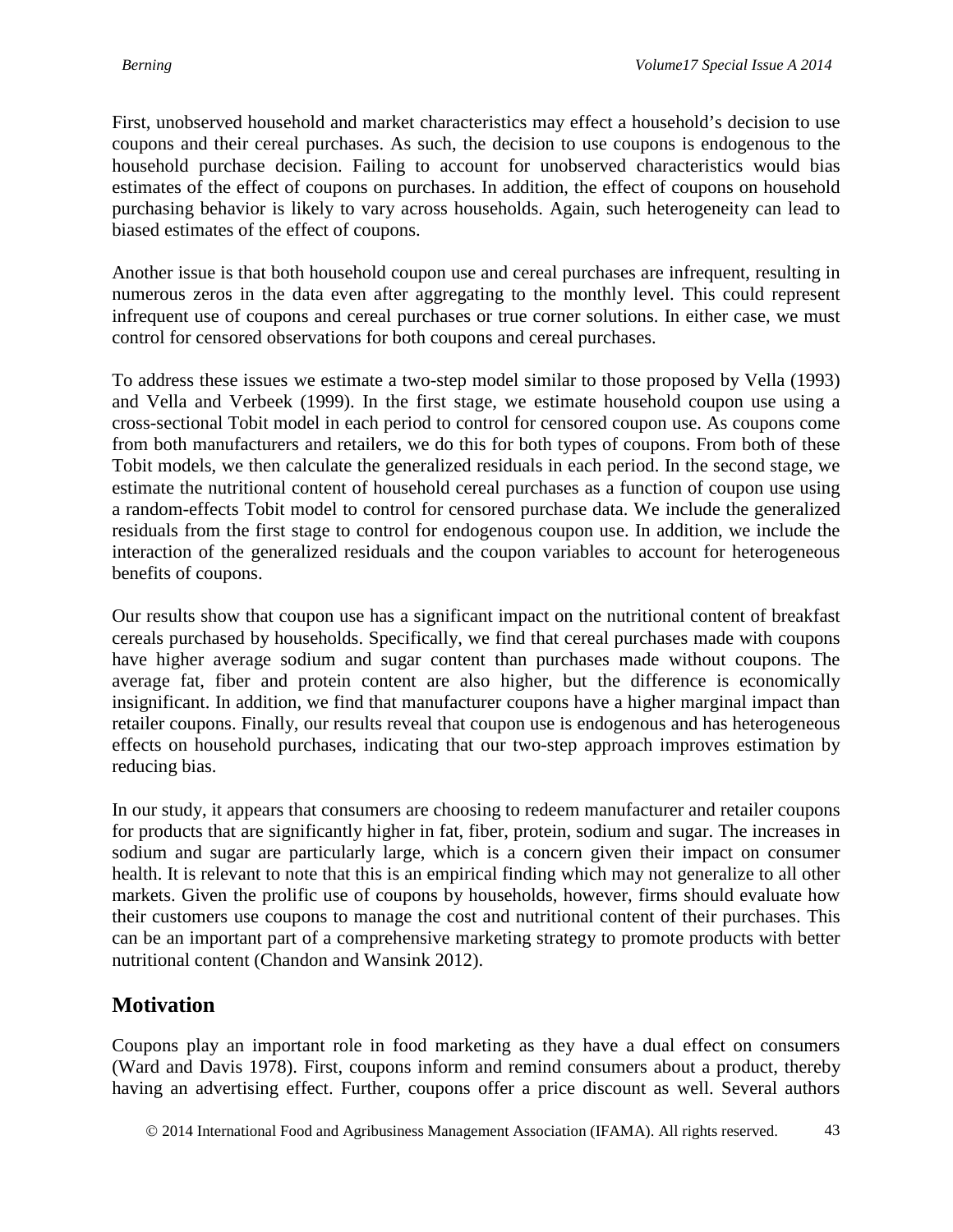First, unobserved household and market characteristics may effect a household's decision to use coupons and their cereal purchases. As such, the decision to use coupons is endogenous to the household purchase decision. Failing to account for unobserved characteristics would bias estimates of the effect of coupons on purchases. In addition, the effect of coupons on household purchasing behavior is likely to vary across households. Again, such heterogeneity can lead to biased estimates of the effect of coupons.

Another issue is that both household coupon use and cereal purchases are infrequent, resulting in numerous zeros in the data even after aggregating to the monthly level. This could represent infrequent use of coupons and cereal purchases or true corner solutions. In either case, we must control for censored observations for both coupons and cereal purchases.

To address these issues we estimate a two-step model similar to those proposed by Vella (1993) and Vella and Verbeek (1999). In the first stage, we estimate household coupon use using a cross-sectional Tobit model in each period to control for censored coupon use. As coupons come from both manufacturers and retailers, we do this for both types of coupons. From both of these Tobit models, we then calculate the generalized residuals in each period. In the second stage, we estimate the nutritional content of household cereal purchases as a function of coupon use using a random-effects Tobit model to control for censored purchase data. We include the generalized residuals from the first stage to control for endogenous coupon use. In addition, we include the interaction of the generalized residuals and the coupon variables to account for heterogeneous benefits of coupons.

Our results show that coupon use has a significant impact on the nutritional content of breakfast cereals purchased by households. Specifically, we find that cereal purchases made with coupons have higher average sodium and sugar content than purchases made without coupons. The average fat, fiber and protein content are also higher, but the difference is economically insignificant. In addition, we find that manufacturer coupons have a higher marginal impact than retailer coupons. Finally, our results reveal that coupon use is endogenous and has heterogeneous effects on household purchases, indicating that our two-step approach improves estimation by reducing bias.

In our study, it appears that consumers are choosing to redeem manufacturer and retailer coupons for products that are significantly higher in fat, fiber, protein, sodium and sugar. The increases in sodium and sugar are particularly large, which is a concern given their impact on consumer health. It is relevant to note that this is an empirical finding which may not generalize to all other markets. Given the prolific use of coupons by households, however, firms should evaluate how their customers use coupons to manage the cost and nutritional content of their purchases. This can be an important part of a comprehensive marketing strategy to promote products with better nutritional content (Chandon and Wansink 2012).

## Motivation

Coupons play an important role in food marketing as they have a dual effect on consumers (Ward and Davis 1978). First, coupons inform and remind consumers about a product, thereby having an advertising effect. Further, coupons offer a price discount as well. Several authors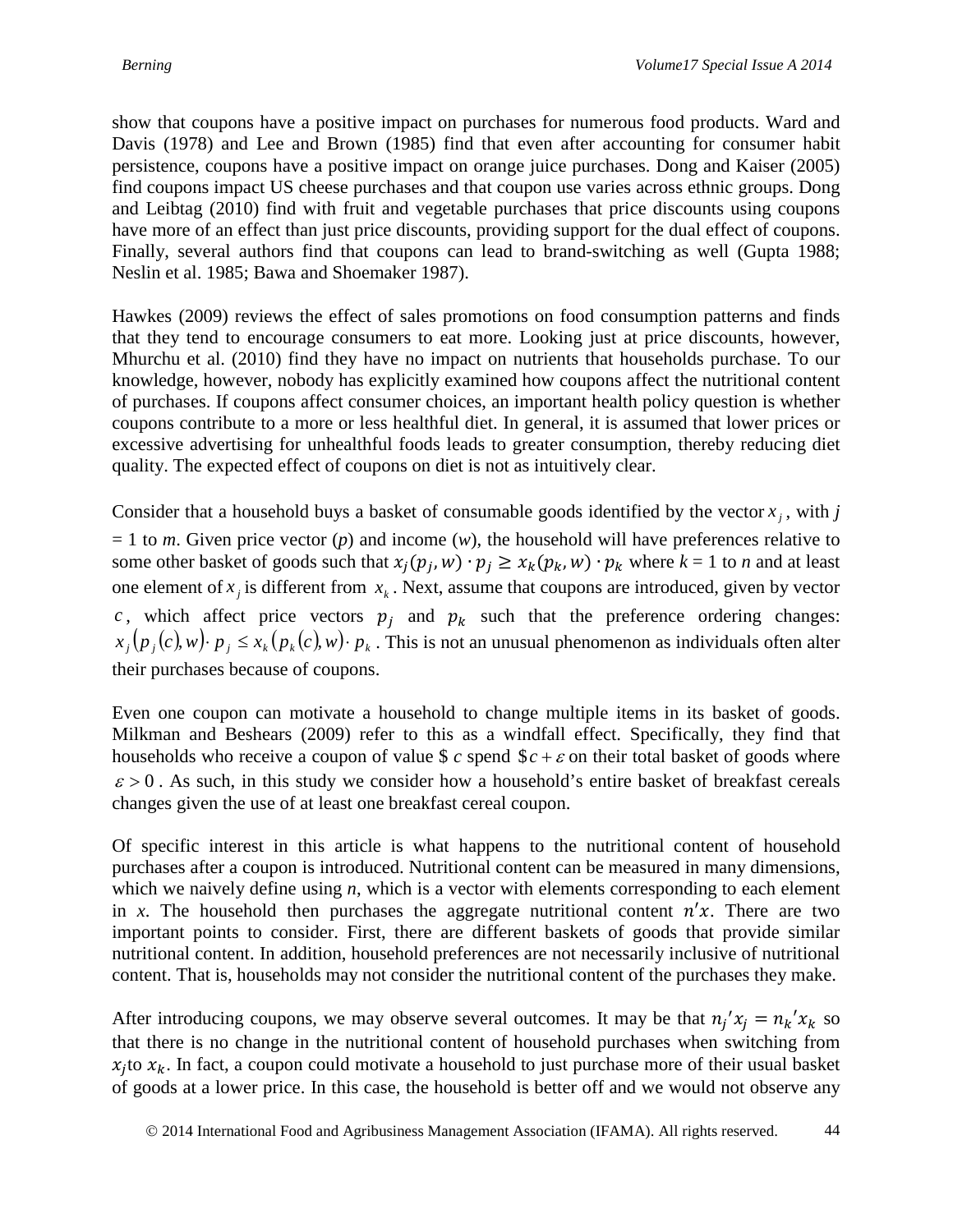show that coupons have a positive impact on purchases for numerous food products. Ward and Davis (1978) and Lee and Brown (1985) find that even after accounting for consumer habit persistence, coupons have a positive impact on orange juice purchases. Dong and Kaiser (2005) find coupons impact US cheese purchases and that coupon use varies across ethnic groups. Dong and Leibtag (2010) find with fruit and vegetable purchases that price discounts using coupons have more of an effect than just price discounts, providing support for the dual effect of coupons. Finally, several authors find that coupons can lead to brand-switching as well (Gupta 1988; Neslin et al. 1985; Bawa and Shoemaker 1987).

Hawkes (2009) reviews the effect of sales promotions on food consumption patterns and finds that they tend to encourage consumers to eat more. Looking just at price discounts, however, Mhurchu et al. (2010) find they have no impact on nutrients that households purchase. To our knowledge, however, nobody has explicitly examined how coupons affect the nutritional content of purchases. If coupons affect consumer choices, an important health policy question is whether coupons contribute to a more or less healthful diet. In general, it is assumed that lower prices or excessive advertising for unhealthful foods leads to greater consumption, thereby reducing diet quality. The expected effect of coupons on diet is not as intuitively clear.

Consider that a household buys a basket of consumable goods identified by the vector $x_j$, with $j = 1$ to $m$. Given price vector ($p$) and income ($w$), the household will have preferences relative to some other basket of goods such that $x_j(p_j, w) \cdot p_j \geq x_k(p_k, w) \cdot p_k$ where $k = 1$ to $n$ and at least one element of $x_j$ is different from $x_k$. Next, assume that coupons are introduced, given by vector $c$, which affect price vectors $p_j$ and $p_k$ such that the preference ordering changes: $x_j(p_j(c), w) \cdot p_j \leq x_k(p_k(c), w) \cdot p_k$. This is not an unusual phenomenon as individuals often alter their purchases because of coupons.

Even one coupon can motivate a household to change multiple items in its basket of goods. Milkman and Beshears (2009) refer to this as a windfall effect. Specifically, they find that households who receive a coupon of value \$ $c$ spend \$$c + \varepsilon$ on their total basket of goods where $\varepsilon > 0$. As such, in this study we consider how a household's entire basket of breakfast cereals changes given the use of at least one breakfast cereal coupon.

Of specific interest in this article is what happens to the nutritional content of household purchases after a coupon is introduced. Nutritional content can be measured in many dimensions, which we naively define using $n$, which is a vector with elements corresponding to each element in $x$. The household then purchases the aggregate nutritional content $n'x$. There are two important points to consider. First, there are different baskets of goods that provide similar nutritional content. In addition, household preferences are not necessarily inclusive of nutritional content. That is, households may not consider the nutritional content of the purchases they make.

After introducing coupons, we may observe several outcomes. It may be that $n_j'x_j = n_k'x_k$ so that there is no change in the nutritional content of household purchases when switching from $x_j$ to $x_k$. In fact, a coupon could motivate a household to just purchase more of their usual basket of goods at a lower price. In this case, the household is better off and we would not observe any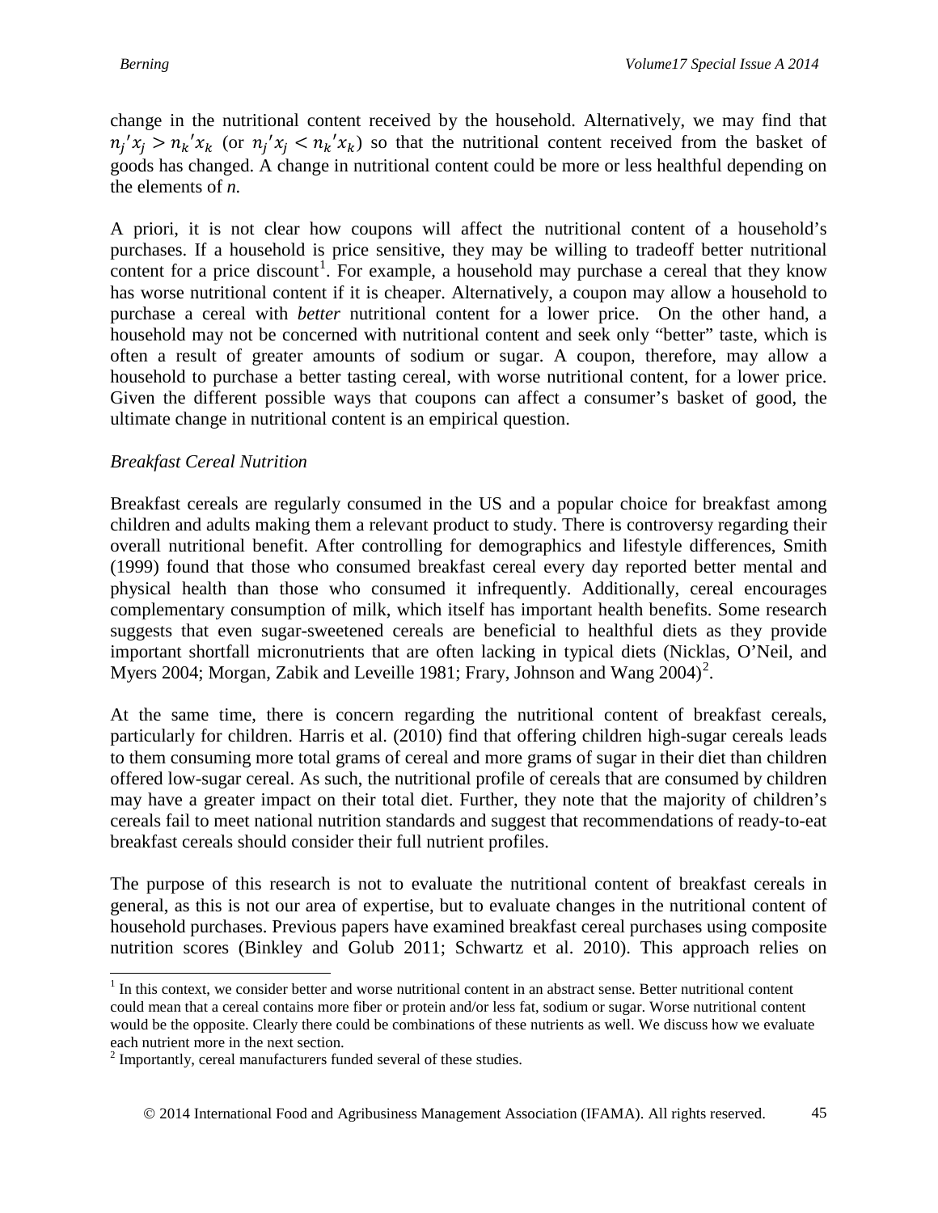change in the nutritional content received by the household. Alternatively, we may find that $n_j'x_j > n_k'x_k$ (or $n_j'x_j < n_k'x_k$) so that the nutritional content received from the basket of goods has changed. A change in nutritional content could be more or less healthful depending on the elements of *n.*

A priori, it is not clear how coupons will affect the nutritional content of a household's purchases. If a household is price sensitive, they may be willing to tradeoff better nutritional content for a price discount[1]. For example, a household may purchase a cereal that they know has worse nutritional content if it is cheaper. Alternatively, a coupon may allow a household to purchase a cereal with *better* nutritional content for a lower price. On the other hand, a household may not be concerned with nutritional content and seek only "better" taste, which is often a result of greater amounts of sodium or sugar. A coupon, therefore, may allow a household to purchase a better tasting cereal, with worse nutritional content, for a lower price. Given the different possible ways that coupons can affect a consumer's basket of good, the ultimate change in nutritional content is an empirical question.

*Breakfast Cereal Nutrition*

Breakfast cereals are regularly consumed in the US and a popular choice for breakfast among children and adults making them a relevant product to study. There is controversy regarding their overall nutritional benefit. After controlling for demographics and lifestyle differences, Smith (1999) found that those who consumed breakfast cereal every day reported better mental and physical health than those who consumed it infrequently. Additionally, cereal encourages complementary consumption of milk, which itself has important health benefits. Some research suggests that even sugar-sweetened cereals are beneficial to healthful diets as they provide important shortfall micronutrients that are often lacking in typical diets (Nicklas, O'Neil, and Myers 2004; Morgan, Zabik and Leveille 1981; Frary, Johnson and Wang 2004)[2].

At the same time, there is concern regarding the nutritional content of breakfast cereals, particularly for children. Harris et al. (2010) find that offering children high-sugar cereals leads to them consuming more total grams of cereal and more grams of sugar in their diet than children offered low-sugar cereal. As such, the nutritional profile of cereals that are consumed by children may have a greater impact on their total diet. Further, they note that the majority of children's cereals fail to meet national nutrition standards and suggest that recommendations of ready-to-eat breakfast cereals should consider their full nutrient profiles.

The purpose of this research is not to evaluate the nutritional content of breakfast cereals in general, as this is not our area of expertise, but to evaluate changes in the nutritional content of household purchases. Previous papers have examined breakfast cereal purchases using composite nutrition scores (Binkley and Golub 2011; Schwartz et al. 2010). This approach relies on

[1] In this context, we consider better and worse nutritional content in an abstract sense. Better nutritional content could mean that a cereal contains more fiber or protein and/or less fat, sodium or sugar. Worse nutritional content would be the opposite. Clearly there could be combinations of these nutrients as well. We discuss how we evaluate each nutrient more in the next section.

[2] Importantly, cereal manufacturers funded several of these studies.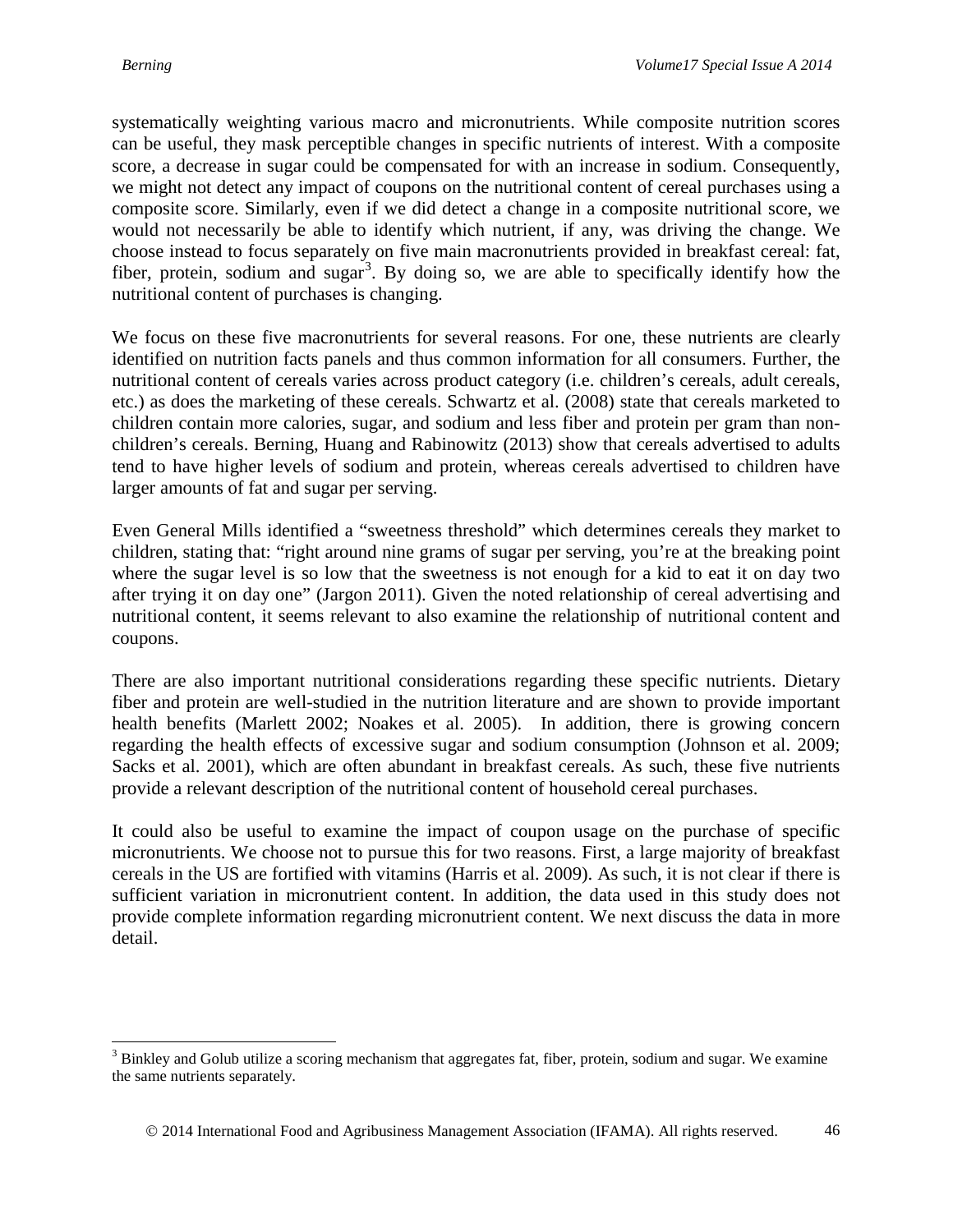systematically weighting various macro and micronutrients. While composite nutrition scores can be useful, they mask perceptible changes in specific nutrients of interest. With a composite score, a decrease in sugar could be compensated for with an increase in sodium. Consequently, we might not detect any impact of coupons on the nutritional content of cereal purchases using a composite score. Similarly, even if we did detect a change in a composite nutritional score, we would not necessarily be able to identify which nutrient, if any, was driving the change. We choose instead to focus separately on five main macronutrients provided in breakfast cereal: fat, fiber, protein, sodium and sugar[3]. By doing so, we are able to specifically identify how the nutritional content of purchases is changing.

We focus on these five macronutrients for several reasons. For one, these nutrients are clearly identified on nutrition facts panels and thus common information for all consumers. Further, the nutritional content of cereals varies across product category (i.e. children's cereals, adult cereals, etc.) as does the marketing of these cereals. Schwartz et al. (2008) state that cereals marketed to children contain more calories, sugar, and sodium and less fiber and protein per gram than non-children's cereals. Berning, Huang and Rabinowitz (2013) show that cereals advertised to adults tend to have higher levels of sodium and protein, whereas cereals advertised to children have larger amounts of fat and sugar per serving.

Even General Mills identified a "sweetness threshold" which determines cereals they market to children, stating that: "right around nine grams of sugar per serving, you're at the breaking point where the sugar level is so low that the sweetness is not enough for a kid to eat it on day two after trying it on day one" (Jargon 2011). Given the noted relationship of cereal advertising and nutritional content, it seems relevant to also examine the relationship of nutritional content and coupons.

There are also important nutritional considerations regarding these specific nutrients. Dietary fiber and protein are well-studied in the nutrition literature and are shown to provide important health benefits (Marlett 2002; Noakes et al. 2005). In addition, there is growing concern regarding the health effects of excessive sugar and sodium consumption (Johnson et al. 2009; Sacks et al. 2001), which are often abundant in breakfast cereals. As such, these five nutrients provide a relevant description of the nutritional content of household cereal purchases.

It could also be useful to examine the impact of coupon usage on the purchase of specific micronutrients. We choose not to pursue this for two reasons. First, a large majority of breakfast cereals in the US are fortified with vitamins (Harris et al. 2009). As such, it is not clear if there is sufficient variation in micronutrient content. In addition, the data used in this study does not provide complete information regarding micronutrient content. We next discuss the data in more detail.

---

[3] Binkley and Golub utilize a scoring mechanism that aggregates fat, fiber, protein, sodium and sugar. We examine the same nutrients separately.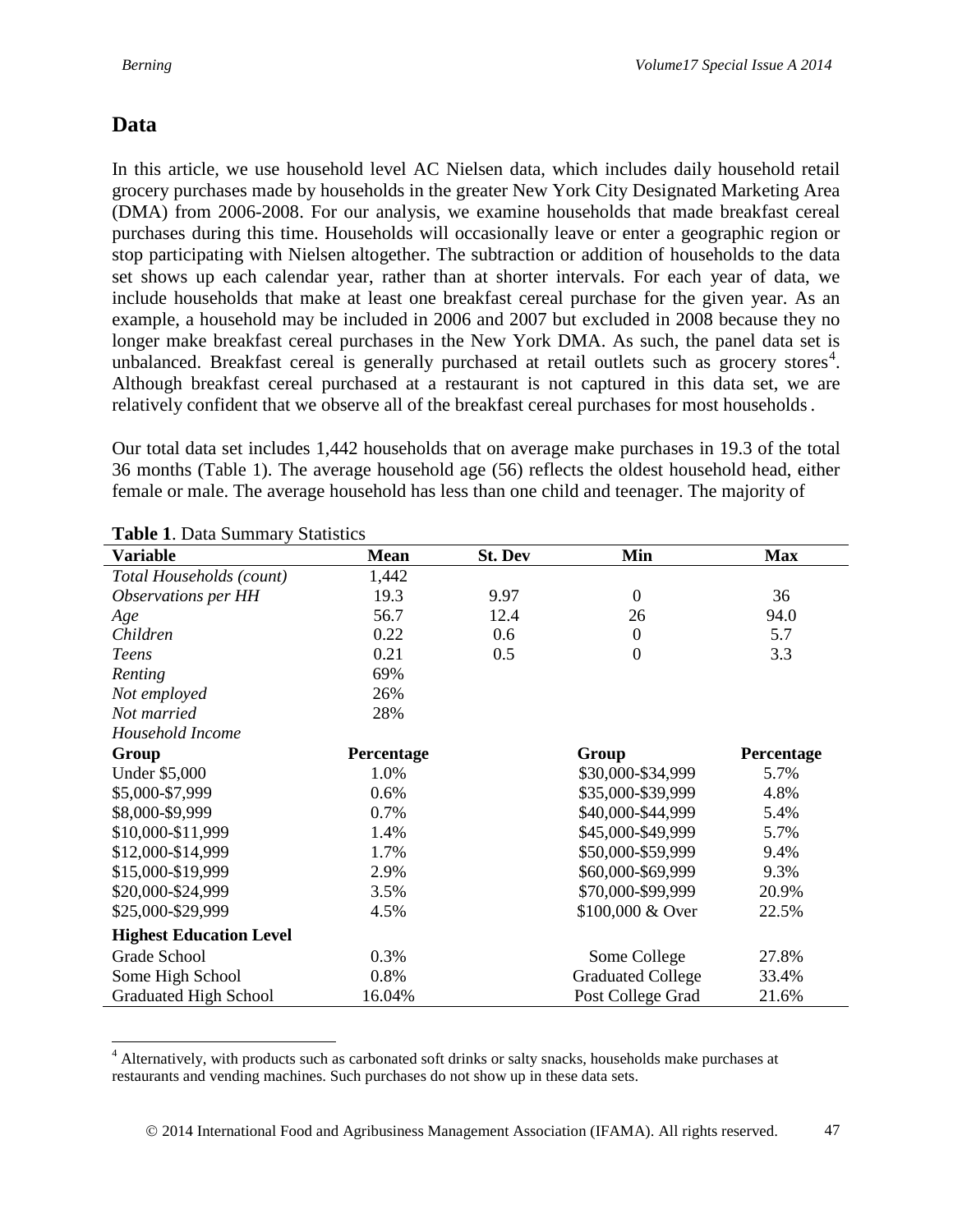## Data

In this article, we use household level AC Nielsen data, which includes daily household retail grocery purchases made by households in the greater New York City Designated Marketing Area (DMA) from 2006-2008. For our analysis, we examine households that made breakfast cereal purchases during this time. Households will occasionally leave or enter a geographic region or stop participating with Nielsen altogether. The subtraction or addition of households to the data set shows up each calendar year, rather than at shorter intervals. For each year of data, we include households that make at least one breakfast cereal purchase for the given year. As an example, a household may be included in 2006 and 2007 but excluded in 2008 because they no longer make breakfast cereal purchases in the New York DMA. As such, the panel data set is unbalanced. Breakfast cereal is generally purchased at retail outlets such as grocery stores[4]. Although breakfast cereal purchased at a restaurant is not captured in this data set, we are relatively confident that we observe all of the breakfast cereal purchases for most households.

Our total data set includes 1,442 households that on average make purchases in 19.3 of the total 36 months (Table 1). The average household age (56) reflects the oldest household head, either female or male. The average household has less than one child and teenager. The majority of

**Table 1**. Data Summary Statistics

| **Variable** | **Mean** | **St. Dev** | **Min** | **Max** |
|---|---|---|---|---|
| *Total Households (count)* | 1,442 | | | |
| *Observations per HH* | 19.3 | 9.97 | 0 | 36 |
| *Age* | 56.7 | 12.4 | 26 | 94.0 |
| *Children* | 0.22 | 0.6 | 0 | 5.7 |
| *Teens* | 0.21 | 0.5 | 0 | 3.3 |
| *Renting* | 69% | | | |
| *Not employed* | 26% | | | |
| *Not married* | 28% | | | |
| *Household Income* | | | | |
| **Group** | **Percentage** | | **Group** | **Percentage** |
| Under $5,000 | 1.0% | | $30,000-$34,999 | 5.7% |
| $5,000-$7,999 | 0.6% | | $35,000-$39,999 | 4.8% |
| $8,000-$9,999 | 0.7% | | $40,000-$44,999 | 5.4% |
| $10,000-$11,999 | 1.4% | | $45,000-$49,999 | 5.7% |
| $12,000-$14,999 | 1.7% | | $50,000-$59,999 | 9.4% |
| $15,000-$19,999 | 2.9% | | $60,000-$69,999 | 9.3% |
| $20,000-$24,999 | 3.5% | | $70,000-$99,999 | 20.9% |
| $25,000-$29,999 | 4.5% | | $100,000 & Over | 22.5% |
| **Highest Education Level** | | | | |
| Grade School | 0.3% | | Some College | 27.8% |
| Some High School | 0.8% | | Graduated College | 33.4% |
| Graduated High School | 16.04% | | Post College Grad | 21.6% |

[4] Alternatively, with products such as carbonated soft drinks or salty snacks, households make purchases at restaurants and vending machines. Such purchases do not show up in these data sets.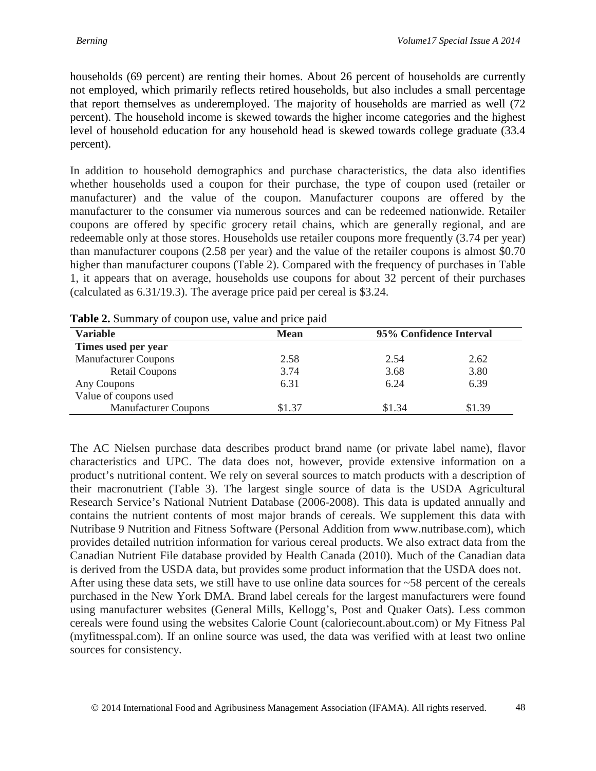households (69 percent) are renting their homes. About 26 percent of households are currently not employed, which primarily reflects retired households, but also includes a small percentage that report themselves as underemployed. The majority of households are married as well (72 percent). The household income is skewed towards the higher income categories and the highest level of household education for any household head is skewed towards college graduate (33.4 percent).

In addition to household demographics and purchase characteristics, the data also identifies whether households used a coupon for their purchase, the type of coupon used (retailer or manufacturer) and the value of the coupon. Manufacturer coupons are offered by the manufacturer to the consumer via numerous sources and can be redeemed nationwide. Retailer coupons are offered by specific grocery retail chains, which are generally regional, and are redeemable only at those stores. Households use retailer coupons more frequently (3.74 per year) than manufacturer coupons (2.58 per year) and the value of the retailer coupons is almost $0.70 higher than manufacturer coupons (Table 2). Compared with the frequency of purchases in Table 1, it appears that on average, households use coupons for about 32 percent of their purchases (calculated as 6.31/19.3). The average price paid per cereal is $3.24.

**Table 2.** Summary of coupon use, value and price paid

| Variable | Mean | 95% Confidence Interval | |
|---|---|---|---|
| **Times used per year** | | | |
| Manufacturer Coupons | 2.58 | 2.54 | 2.62 |
| Retail Coupons | 3.74 | 3.68 | 3.80 |
| Any Coupons | 6.31 | 6.24 | 6.39 |
| Value of coupons used | | | |
| Manufacturer Coupons | $1.37 | $1.34 | $1.39 |

The AC Nielsen purchase data describes product brand name (or private label name), flavor characteristics and UPC. The data does not, however, provide extensive information on a product's nutritional content. We rely on several sources to match products with a description of their macronutrient (Table 3). The largest single source of data is the USDA Agricultural Research Service's National Nutrient Database (2006-2008). This data is updated annually and contains the nutrient contents of most major brands of cereals. We supplement this data with Nutribase 9 Nutrition and Fitness Software (Personal Addition from www.nutribase.com), which provides detailed nutrition information for various cereal products. We also extract data from the Canadian Nutrient File database provided by Health Canada (2010). Much of the Canadian data is derived from the USDA data, but provides some product information that the USDA does not. After using these data sets, we still have to use online data sources for ~58 percent of the cereals purchased in the New York DMA. Brand label cereals for the largest manufacturers were found using manufacturer websites (General Mills, Kellogg's, Post and Quaker Oats). Less common cereals were found using the websites Calorie Count (caloriecount.about.com) or My Fitness Pal (myfitnesspal.com). If an online source was used, the data was verified with at least two online sources for consistency.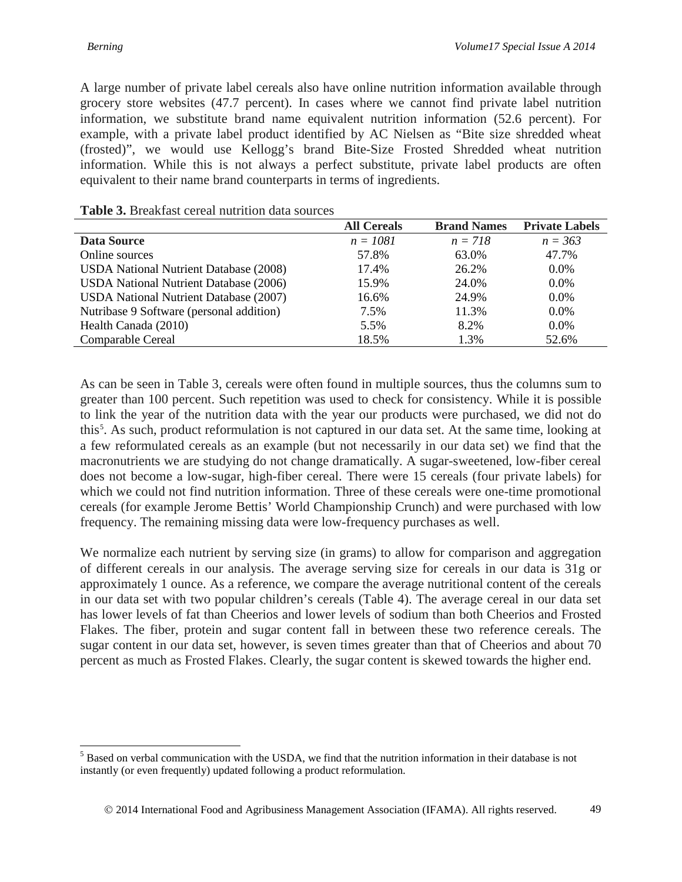A large number of private label cereals also have online nutrition information available through grocery store websites (47.7 percent). In cases where we cannot find private label nutrition information, we substitute brand name equivalent nutrition information (52.6 percent). For example, with a private label product identified by AC Nielsen as "Bite size shredded wheat (frosted)", we would use Kellogg's brand Bite-Size Frosted Shredded wheat nutrition information. While this is not always a perfect substitute, private label products are often equivalent to their name brand counterparts in terms of ingredients.

**Table 3.** Breakfast cereal nutrition data sources

| | All Cereals | Brand Names | Private Labels |
|---|---|---|---|
| **Data Source** | *n = 1081* | *n = 718* | *n = 363* |
| Online sources | 57.8% | 63.0% | 47.7% |
| USDA National Nutrient Database (2008) | 17.4% | 26.2% | 0.0% |
| USDA National Nutrient Database (2006) | 15.9% | 24.0% | 0.0% |
| USDA National Nutrient Database (2007) | 16.6% | 24.9% | 0.0% |
| Nutribase 9 Software (personal addition) | 7.5% | 11.3% | 0.0% |
| Health Canada (2010) | 5.5% | 8.2% | 0.0% |
| Comparable Cereal | 18.5% | 1.3% | 52.6% |

As can be seen in Table 3, cereals were often found in multiple sources, thus the columns sum to greater than 100 percent. Such repetition was used to check for consistency. While it is possible to link the year of the nutrition data with the year our products were purchased, we did not do this[5]. As such, product reformulation is not captured in our data set. At the same time, looking at a few reformulated cereals as an example (but not necessarily in our data set) we find that the macronutrients we are studying do not change dramatically. A sugar-sweetened, low-fiber cereal does not become a low-sugar, high-fiber cereal. There were 15 cereals (four private labels) for which we could not find nutrition information. Three of these cereals were one-time promotional cereals (for example Jerome Bettis' World Championship Crunch) and were purchased with low frequency. The remaining missing data were low-frequency purchases as well.

We normalize each nutrient by serving size (in grams) to allow for comparison and aggregation of different cereals in our analysis. The average serving size for cereals in our data is 31g or approximately 1 ounce. As a reference, we compare the average nutritional content of the cereals in our data set with two popular children's cereals (Table 4). The average cereal in our data set has lower levels of fat than Cheerios and lower levels of sodium than both Cheerios and Frosted Flakes. The fiber, protein and sugar content fall in between these two reference cereals. The sugar content in our data set, however, is seven times greater than that of Cheerios and about 70 percent as much as Frosted Flakes. Clearly, the sugar content is skewed towards the higher end.

[5] Based on verbal communication with the USDA, we find that the nutrition information in their database is not instantly (or even frequently) updated following a product reformulation.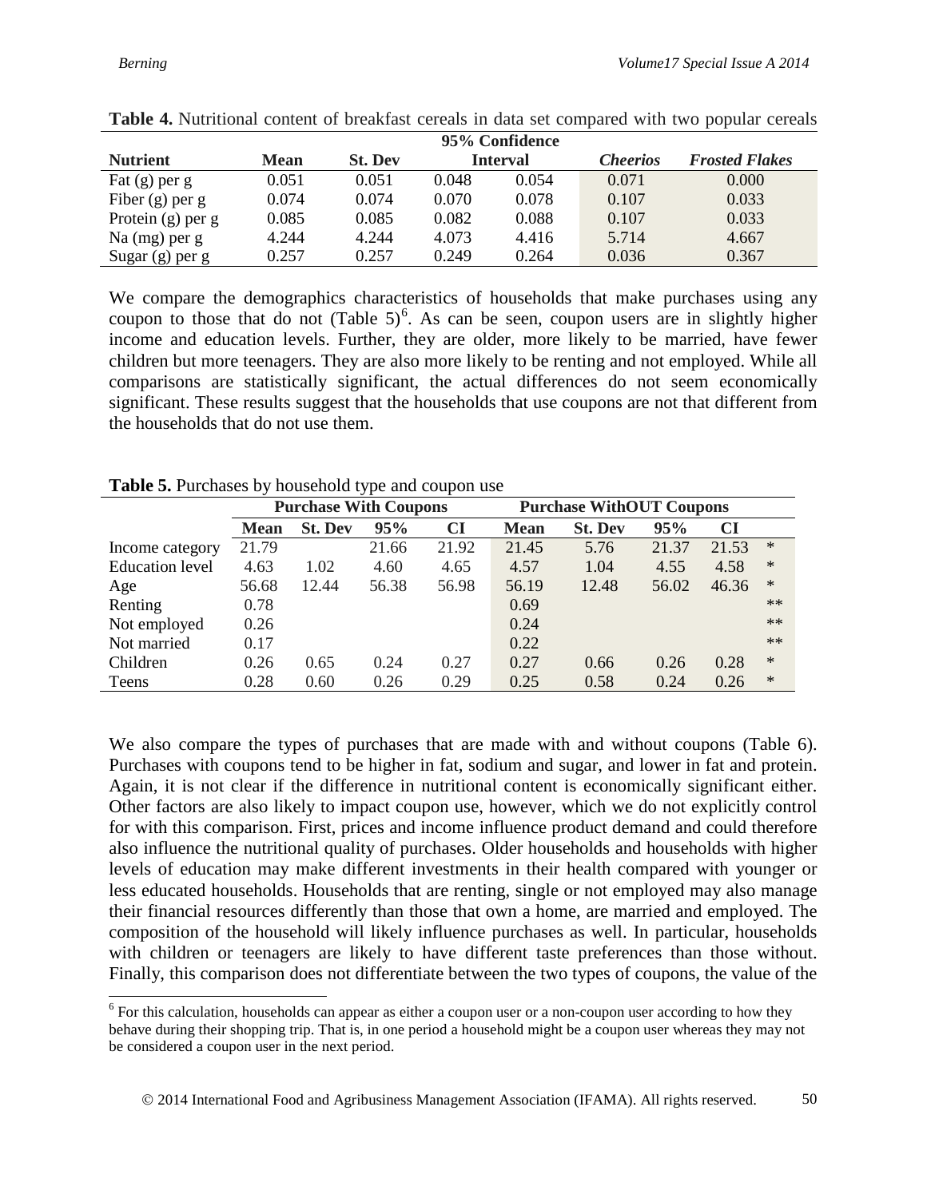**Table 4.** Nutritional content of breakfast cereals in data set compared with two popular cereals

| Nutrient | Mean | St. Dev | 95% Confidence Interval | | *Cheerios* | *Frosted Flakes* |
|---|---|---|---|---|---|---|
| Fat (g) per g | 0.051 | 0.051 | 0.048 | 0.054 | 0.071 | 0.000 |
| Fiber (g) per g | 0.074 | 0.074 | 0.070 | 0.078 | 0.107 | 0.033 |
| Protein (g) per g | 0.085 | 0.085 | 0.082 | 0.088 | 0.107 | 0.033 |
| Na (mg) per g | 4.244 | 4.244 | 4.073 | 4.416 | 5.714 | 4.667 |
| Sugar (g) per g | 0.257 | 0.257 | 0.249 | 0.264 | 0.036 | 0.367 |

We compare the demographics characteristics of households that make purchases using any coupon to those that do not (Table 5)[6]. As can be seen, coupon users are in slightly higher income and education levels. Further, they are older, more likely to be married, have fewer children but more teenagers. They are also more likely to be renting and not employed. While all comparisons are statistically significant, the actual differences do not seem economically significant. These results suggest that the households that use coupons are not that different from the households that do not use them.

**Table 5.** Purchases by household type and coupon use

| | Purchase With Coupons | | | | Purchase WithOUT Coupons | | | | |
|---|---|---|---|---|---|---|---|---|---|
| | **Mean** | **St. Dev** | **95%** | **CI** | **Mean** | **St. Dev** | **95%** | **CI** | |
| Income category | 21.79 | | 21.66 | 21.92 | 21.45 | 5.76 | 21.37 | 21.53 | * |
| Education level | 4.63 | 1.02 | 4.60 | 4.65 | 4.57 | 1.04 | 4.55 | 4.58 | * |
| Age | 56.68 | 12.44 | 56.38 | 56.98 | 56.19 | 12.48 | 56.02 | 46.36 | * |
| Renting | 0.78 | | | | 0.69 | | | | ** |
| Not employed | 0.26 | | | | 0.24 | | | | ** |
| Not married | 0.17 | | | | 0.22 | | | | ** |
| Children | 0.26 | 0.65 | 0.24 | 0.27 | 0.27 | 0.66 | 0.26 | 0.28 | * |
| Teens | 0.28 | 0.60 | 0.26 | 0.29 | 0.25 | 0.58 | 0.24 | 0.26 | * |

We also compare the types of purchases that are made with and without coupons (Table 6). Purchases with coupons tend to be higher in fat, sodium and sugar, and lower in fat and protein. Again, it is not clear if the difference in nutritional content is economically significant either. Other factors are also likely to impact coupon use, however, which we do not explicitly control for with this comparison. First, prices and income influence product demand and could therefore also influence the nutritional quality of purchases. Older households and households with higher levels of education may make different investments in their health compared with younger or less educated households. Households that are renting, single or not employed may also manage their financial resources differently than those that own a home, are married and employed. The composition of the household will likely influence purchases as well. In particular, households with children or teenagers are likely to have different taste preferences than those without. Finally, this comparison does not differentiate between the two types of coupons, the value of the

[6] For this calculation, households can appear as either a coupon user or a non-coupon user according to how they behave during their shopping trip. That is, in one period a household might be a coupon user whereas they may not be considered a coupon user in the next period.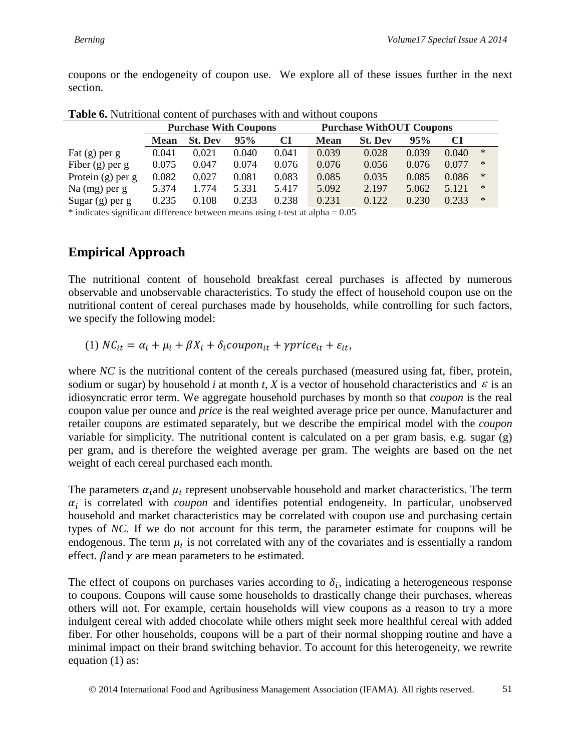coupons or the endogeneity of coupon use. We explore all of these issues further in the next section.

**Table 6.** Nutritional content of purchases with and without coupons

| | Purchase With Coupons | | | | Purchase WithOUT Coupons | | | | |
|---|---|---|---|---|---|---|---|---|---|
| | **Mean** | **St. Dev** | **95%** | **CI** | **Mean** | **St. Dev** | **95%** | **CI** | |
| Fat (g) per g | 0.041 | 0.021 | 0.040 | 0.041 | 0.039 | 0.028 | 0.039 | 0.040 | * |
| Fiber (g) per g | 0.075 | 0.047 | 0.074 | 0.076 | 0.076 | 0.056 | 0.076 | 0.077 | * |
| Protein (g) per g | 0.082 | 0.027 | 0.081 | 0.083 | 0.085 | 0.035 | 0.085 | 0.086 | * |
| Na (mg) per g | 5.374 | 1.774 | 5.331 | 5.417 | 5.092 | 2.197 | 5.062 | 5.121 | * |
| Sugar (g) per g | 0.235 | 0.108 | 0.233 | 0.238 | 0.231 | 0.122 | 0.230 | 0.233 | * |

\* indicates significant difference between means using t-test at alpha = 0.05

## Empirical Approach

The nutritional content of household breakfast cereal purchases is affected by numerous observable and unobservable characteristics. To study the effect of household coupon use on the nutritional content of cereal purchases made by households, while controlling for such factors, we specify the following model:

$$(1)\ NC_{it} = \alpha_i + \mu_i + \beta X_i + \delta_i coupon_{it} + \gamma price_{it} + \varepsilon_{it},$$

where *NC* is the nutritional content of the cereals purchased (measured using fat, fiber, protein, sodium or sugar) by household *i* at month *t*, *X* is a vector of household characteristics and $\varepsilon$ is an idiosyncratic error term. We aggregate household purchases by month so that *coupon* is the real coupon value per ounce and *price* is the real weighted average price per ounce. Manufacturer and retailer coupons are estimated separately, but we describe the empirical model with the *coupon* variable for simplicity. The nutritional content is calculated on a per gram basis, e.g. sugar (g) per gram, and is therefore the weighted average per gram. The weights are based on the net weight of each cereal purchased each month.

The parameters $\alpha_i$ and $\mu_i$ represent unobservable household and market characteristics. The term $\alpha_i$ is correlated with *coupon* and identifies potential endogeneity. In particular, unobserved household and market characteristics may be correlated with coupon use and purchasing certain types of *NC.* If we do not account for this term, the parameter estimate for coupons will be endogenous. The term $\mu_i$ is not correlated with any of the covariates and is essentially a random effect. $\beta$ and $\gamma$ are mean parameters to be estimated.

The effect of coupons on purchases varies according to $\delta_i$, indicating a heterogeneous response to coupons. Coupons will cause some households to drastically change their purchases, whereas others will not. For example, certain households will view coupons as a reason to try a more indulgent cereal with added chocolate while others might seek more healthful cereal with added fiber. For other households, coupons will be a part of their normal shopping routine and have a minimal impact on their brand switching behavior. To account for this heterogeneity, we rewrite equation (1) as: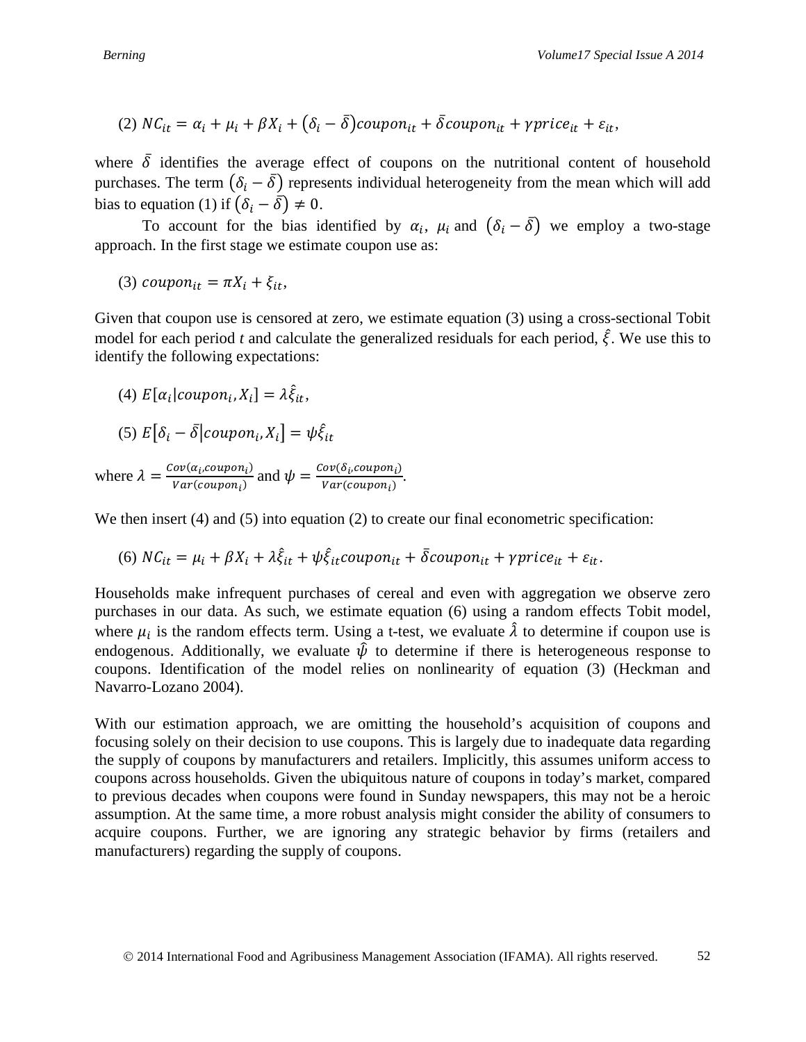$$(2)\ NC_{it} = \alpha_i + \mu_i + \beta X_i + (\delta_i - \bar{\delta})coupon_{it} + \bar{\delta}coupon_{it} + \gamma price_{it} + \varepsilon_{it},$$

where $\bar{\delta}$ identifies the average effect of coupons on the nutritional content of household purchases. The term $(\delta_i - \bar{\delta})$ represents individual heterogeneity from the mean which will add bias to equation (1) if $(\delta_i - \bar{\delta}) \neq 0$.

To account for the bias identified by $\alpha_i$, $\mu_i$ and $(\delta_i - \bar{\delta})$ we employ a two-stage approach. In the first stage we estimate coupon use as:

$$(3)\ coupon_{it} = \pi X_i + \xi_{it},$$

Given that coupon use is censored at zero, we estimate equation (3) using a cross-sectional Tobit model for each period *t* and calculate the generalized residuals for each period, $\hat{\xi}$. We use this to identify the following expectations:

$$(4)\ E[\alpha_i | coupon_i, X_i] = \lambda \hat{\xi}_{it},$$

$$(5)\ E[\delta_i - \bar{\delta} | coupon_i, X_i] = \psi \hat{\xi}_{it}$$

where $\lambda = \frac{Cov(\alpha_i, coupon_i)}{Var(coupon_i)}$ and $\psi = \frac{Cov(\delta_i, coupon_i)}{Var(coupon_i)}$.

We then insert (4) and (5) into equation (2) to create our final econometric specification:

$$(6)\ NC_{it} = \mu_i + \beta X_i + \lambda \hat{\xi}_{it} + \psi \hat{\xi}_{it} coupon_{it} + \bar{\delta} coupon_{it} + \gamma price_{it} + \varepsilon_{it}.$$

Households make infrequent purchases of cereal and even with aggregation we observe zero purchases in our data. As such, we estimate equation (6) using a random effects Tobit model, where $\mu_i$ is the random effects term. Using a t-test, we evaluate $\hat{\lambda}$ to determine if coupon use is endogenous. Additionally, we evaluate $\hat{\psi}$ to determine if there is heterogeneous response to coupons. Identification of the model relies on nonlinearity of equation (3) (Heckman and Navarro-Lozano 2004).

With our estimation approach, we are omitting the household's acquisition of coupons and focusing solely on their decision to use coupons. This is largely due to inadequate data regarding the supply of coupons by manufacturers and retailers. Implicitly, this assumes uniform access to coupons across households. Given the ubiquitous nature of coupons in today's market, compared to previous decades when coupons were found in Sunday newspapers, this may not be a heroic assumption. At the same time, a more robust analysis might consider the ability of consumers to acquire coupons. Further, we are ignoring any strategic behavior by firms (retailers and manufacturers) regarding the supply of coupons.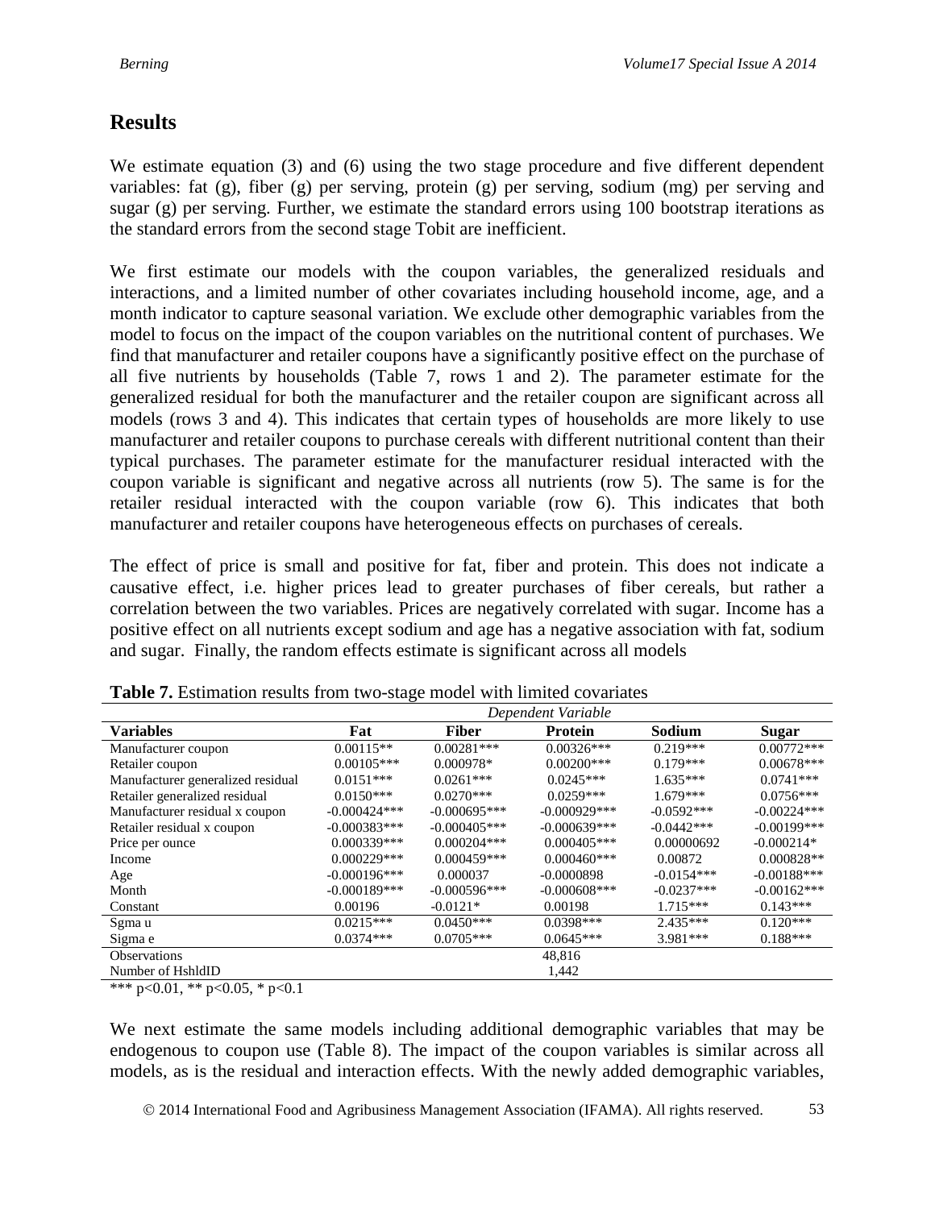## Results

We estimate equation (3) and (6) using the two stage procedure and five different dependent variables: fat (g), fiber (g) per serving, protein (g) per serving, sodium (mg) per serving and sugar (g) per serving. Further, we estimate the standard errors using 100 bootstrap iterations as the standard errors from the second stage Tobit are inefficient.

We first estimate our models with the coupon variables, the generalized residuals and interactions, and a limited number of other covariates including household income, age, and a month indicator to capture seasonal variation. We exclude other demographic variables from the model to focus on the impact of the coupon variables on the nutritional content of purchases. We find that manufacturer and retailer coupons have a significantly positive effect on the purchase of all five nutrients by households (Table 7, rows 1 and 2). The parameter estimate for the generalized residual for both the manufacturer and the retailer coupon are significant across all models (rows 3 and 4). This indicates that certain types of households are more likely to use manufacturer and retailer coupons to purchase cereals with different nutritional content than their typical purchases. The parameter estimate for the manufacturer residual interacted with the coupon variable is significant and negative across all nutrients (row 5). The same is for the retailer residual interacted with the coupon variable (row 6). This indicates that both manufacturer and retailer coupons have heterogeneous effects on purchases of cereals.

The effect of price is small and positive for fat, fiber and protein. This does not indicate a causative effect, i.e. higher prices lead to greater purchases of fiber cereals, but rather a correlation between the two variables. Prices are negatively correlated with sugar. Income has a positive effect on all nutrients except sodium and age has a negative association with fat, sodium and sugar. Finally, the random effects estimate is significant across all models

**Table 7.** Estimation results from two-stage model with limited covariates

| | *Dependent Variable* | | | | |
|---|---|---|---|---|---|
| **Variables** | **Fat** | **Fiber** | **Protein** | **Sodium** | **Sugar** |
| Manufacturer coupon | 0.00115** | 0.00281*** | 0.00326*** | 0.219*** | 0.00772*** |
| Retailer coupon | 0.00105*** | 0.000978* | 0.00200*** | 0.179*** | 0.00678*** |
| Manufacturer generalized residual | 0.0151*** | 0.0261*** | 0.0245*** | 1.635*** | 0.0741*** |
| Retailer generalized residual | 0.0150*** | 0.0270*** | 0.0259*** | 1.679*** | 0.0756*** |
| Manufacturer residual x coupon | -0.000424*** | -0.000695*** | -0.000929*** | -0.0592*** | -0.00224*** |
| Retailer residual x coupon | -0.000383*** | -0.000405*** | -0.000639*** | -0.0442*** | -0.00199*** |
| Price per ounce | 0.000339*** | 0.000204*** | 0.000405*** | 0.00000692 | -0.000214* |
| Income | 0.000229*** | 0.000459*** | 0.000460*** | 0.00872 | 0.000828** |
| Age | -0.000196*** | 0.000037 | -0.0000898 | -0.0154*** | -0.00188*** |
| Month | -0.000189*** | -0.000596*** | -0.000608*** | -0.0237*** | -0.00162*** |
| Constant | 0.00196 | -0.0121* | 0.00198 | 1.715*** | 0.143*** |
| Sgma u | 0.0215*** | 0.0450*** | 0.0398*** | 2.435*** | 0.120*** |
| Sigma e | 0.0374*** | 0.0705*** | 0.0645*** | 3.981*** | 0.188*** |
| Observations | | | 48,816 | | |
| Number of HshldID | | | 1,442 | | |

*** p<0.01, ** p<0.05, * p<0.1

We next estimate the same models including additional demographic variables that may be endogenous to coupon use (Table 8). The impact of the coupon variables is similar across all models, as is the residual and interaction effects. With the newly added demographic variables,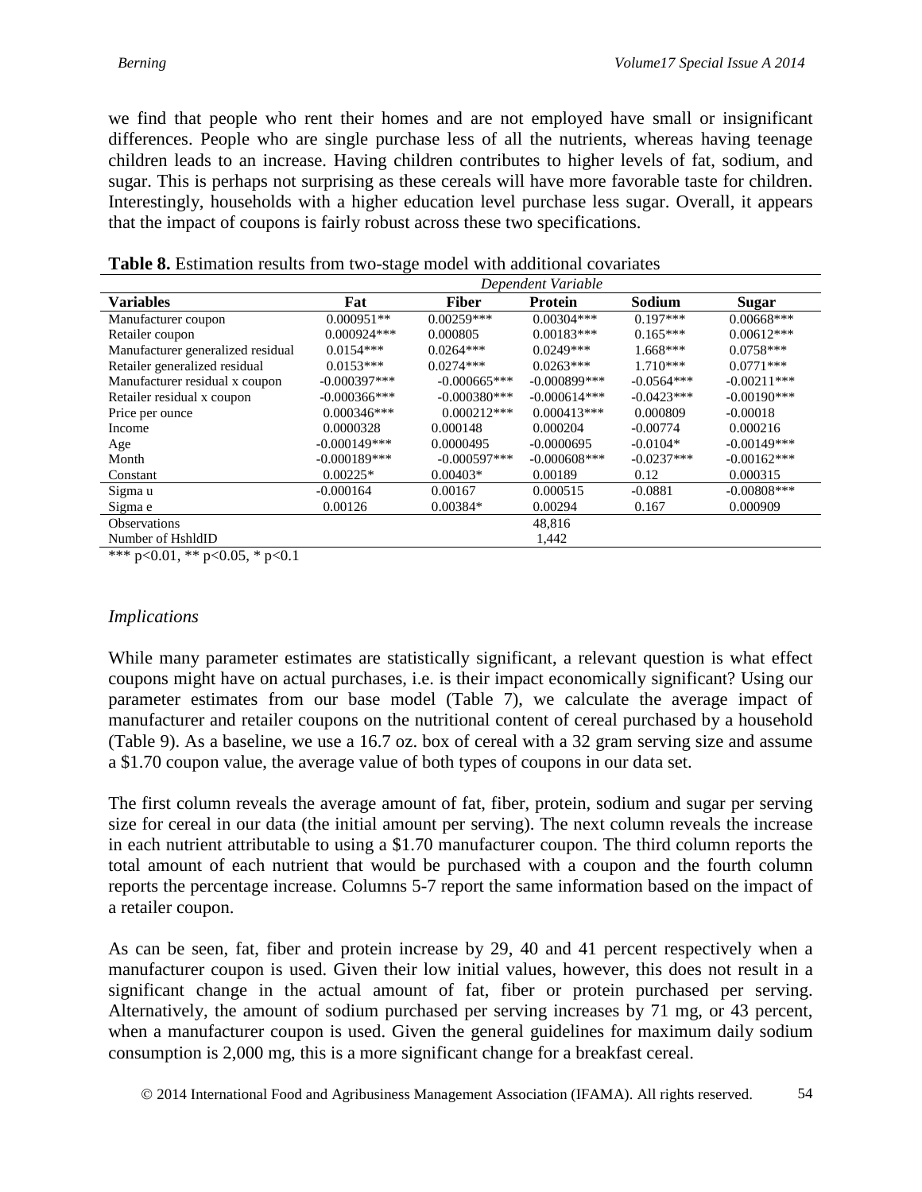we find that people who rent their homes and are not employed have small or insignificant differences. People who are single purchase less of all the nutrients, whereas having teenage children leads to an increase. Having children contributes to higher levels of fat, sodium, and sugar. This is perhaps not surprising as these cereals will have more favorable taste for children. Interestingly, households with a higher education level purchase less sugar. Overall, it appears that the impact of coupons is fairly robust across these two specifications.

**Table 8.** Estimation results from two-stage model with additional covariates

| | *Dependent Variable* | | | | |
|---|---|---|---|---|---|
| **Variables** | **Fat** | **Fiber** | **Protein** | **Sodium** | **Sugar** |
| Manufacturer coupon | 0.000951** | 0.00259*** | 0.00304*** | 0.197*** | 0.00668*** |
| Retailer coupon | 0.000924*** | 0.000805 | 0.00183*** | 0.165*** | 0.00612*** |
| Manufacturer generalized residual | 0.0154*** | 0.0264*** | 0.0249*** | 1.668*** | 0.0758*** |
| Retailer generalized residual | 0.0153*** | 0.0274*** | 0.0263*** | 1.710*** | 0.0771*** |
| Manufacturer residual x coupon | -0.000397*** | -0.000665*** | -0.000899*** | -0.0564*** | -0.00211*** |
| Retailer residual x coupon | -0.000366*** | -0.000380*** | -0.000614*** | -0.0423*** | -0.00190*** |
| Price per ounce | 0.000346*** | 0.000212*** | 0.000413*** | 0.000809 | -0.00018 |
| Income | 0.0000328 | 0.000148 | 0.000204 | -0.00774 | 0.000216 |
| Age | -0.000149*** | 0.0000495 | -0.0000695 | -0.0104* | -0.00149*** |
| Month | -0.000189*** | -0.000597*** | -0.000608*** | -0.0237*** | -0.00162*** |
| Constant | 0.00225* | 0.00403* | 0.00189 | 0.12 | 0.000315 |
| Sigma u | -0.000164 | 0.00167 | 0.000515 | -0.0881 | -0.00808*** |
| Sigma e | 0.00126 | 0.00384* | 0.00294 | 0.167 | 0.000909 |
| Observations | | | 48,816 | | |
| Number of HshldID | | | 1,442 | | |

*** p<0.01, ** p<0.05, * p<0.1

*Implications*

While many parameter estimates are statistically significant, a relevant question is what effect coupons might have on actual purchases, i.e. is their impact economically significant? Using our parameter estimates from our base model (Table 7), we calculate the average impact of manufacturer and retailer coupons on the nutritional content of cereal purchased by a household (Table 9). As a baseline, we use a 16.7 oz. box of cereal with a 32 gram serving size and assume a $1.70 coupon value, the average value of both types of coupons in our data set.

The first column reveals the average amount of fat, fiber, protein, sodium and sugar per serving size for cereal in our data (the initial amount per serving). The next column reveals the increase in each nutrient attributable to using a $1.70 manufacturer coupon. The third column reports the total amount of each nutrient that would be purchased with a coupon and the fourth column reports the percentage increase. Columns 5-7 report the same information based on the impact of a retailer coupon.

As can be seen, fat, fiber and protein increase by 29, 40 and 41 percent respectively when a manufacturer coupon is used. Given their low initial values, however, this does not result in a significant change in the actual amount of fat, fiber or protein purchased per serving. Alternatively, the amount of sodium purchased per serving increases by 71 mg, or 43 percent, when a manufacturer coupon is used. Given the general guidelines for maximum daily sodium consumption is 2,000 mg, this is a more significant change for a breakfast cereal.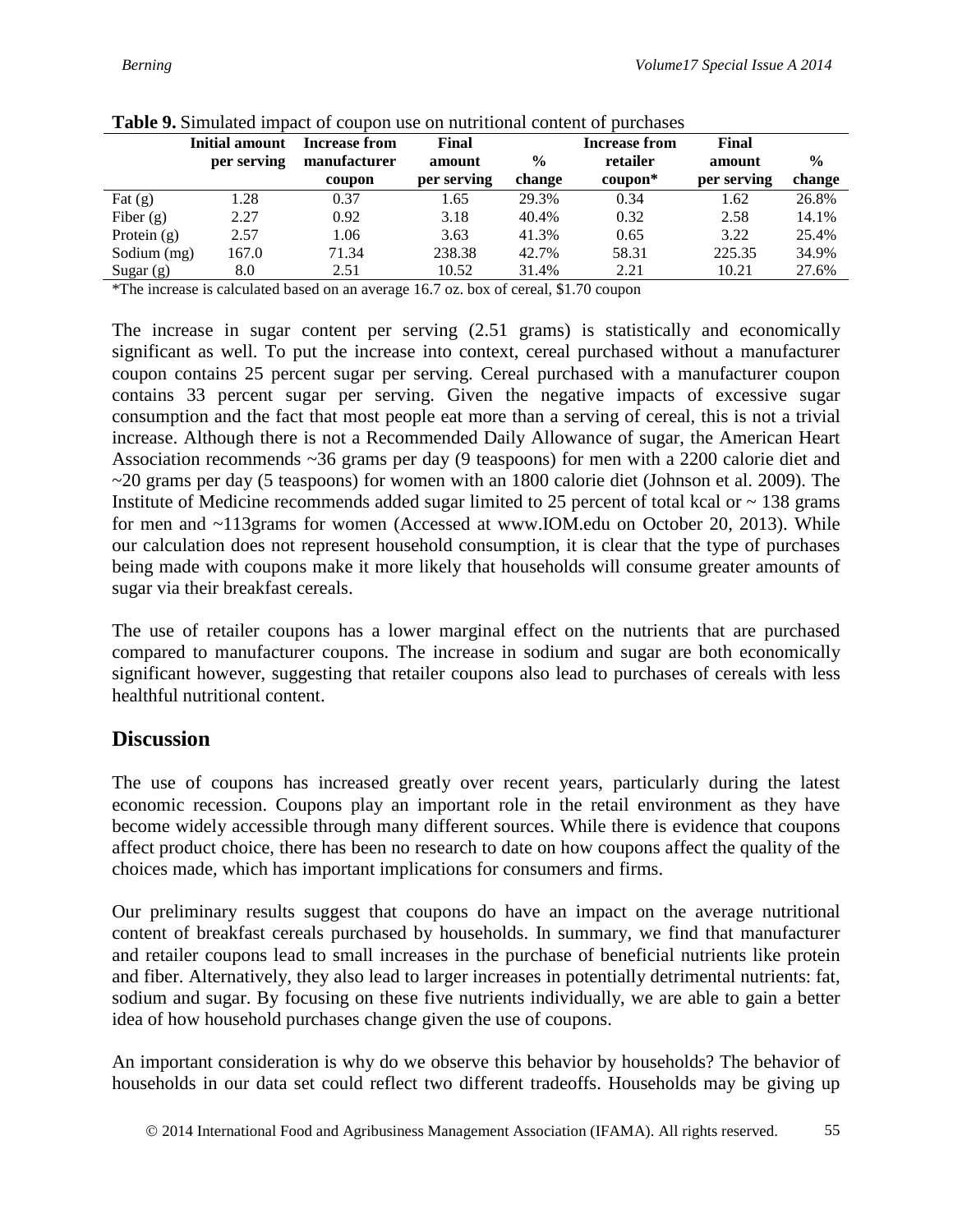**Table 9.** Simulated impact of coupon use on nutritional content of purchases

| | Initial amount per serving | Increase from manufacturer coupon | Final amount per serving | % change | Increase from retailer coupon* | Final amount per serving | % change |
|---|---|---|---|---|---|---|---|
| Fat (g) | 1.28 | 0.37 | 1.65 | 29.3% | 0.34 | 1.62 | 26.8% |
| Fiber (g) | 2.27 | 0.92 | 3.18 | 40.4% | 0.32 | 2.58 | 14.1% |
| Protein (g) | 2.57 | 1.06 | 3.63 | 41.3% | 0.65 | 3.22 | 25.4% |
| Sodium (mg) | 167.0 | 71.34 | 238.38 | 42.7% | 58.31 | 225.35 | 34.9% |
| Sugar (g) | 8.0 | 2.51 | 10.52 | 31.4% | 2.21 | 10.21 | 27.6% |

*The increase is calculated based on an average 16.7 oz. box of cereal, $1.70 coupon

The increase in sugar content per serving (2.51 grams) is statistically and economically significant as well. To put the increase into context, cereal purchased without a manufacturer coupon contains 25 percent sugar per serving. Cereal purchased with a manufacturer coupon contains 33 percent sugar per serving. Given the negative impacts of excessive sugar consumption and the fact that most people eat more than a serving of cereal, this is not a trivial increase. Although there is not a Recommended Daily Allowance of sugar, the American Heart Association recommends ~36 grams per day (9 teaspoons) for men with a 2200 calorie diet and ~20 grams per day (5 teaspoons) for women with an 1800 calorie diet (Johnson et al. 2009). The Institute of Medicine recommends added sugar limited to 25 percent of total kcal or ~ 138 grams for men and ~113grams for women (Accessed at www.IOM.edu on October 20, 2013). While our calculation does not represent household consumption, it is clear that the type of purchases being made with coupons make it more likely that households will consume greater amounts of sugar via their breakfast cereals.

The use of retailer coupons has a lower marginal effect on the nutrients that are purchased compared to manufacturer coupons. The increase in sodium and sugar are both economically significant however, suggesting that retailer coupons also lead to purchases of cereals with less healthful nutritional content.

## Discussion

The use of coupons has increased greatly over recent years, particularly during the latest economic recession. Coupons play an important role in the retail environment as they have become widely accessible through many different sources. While there is evidence that coupons affect product choice, there has been no research to date on how coupons affect the quality of the choices made, which has important implications for consumers and firms.

Our preliminary results suggest that coupons do have an impact on the average nutritional content of breakfast cereals purchased by households. In summary, we find that manufacturer and retailer coupons lead to small increases in the purchase of beneficial nutrients like protein and fiber. Alternatively, they also lead to larger increases in potentially detrimental nutrients: fat, sodium and sugar. By focusing on these five nutrients individually, we are able to gain a better idea of how household purchases change given the use of coupons.

An important consideration is why do we observe this behavior by households? The behavior of households in our data set could reflect two different tradeoffs. Households may be giving up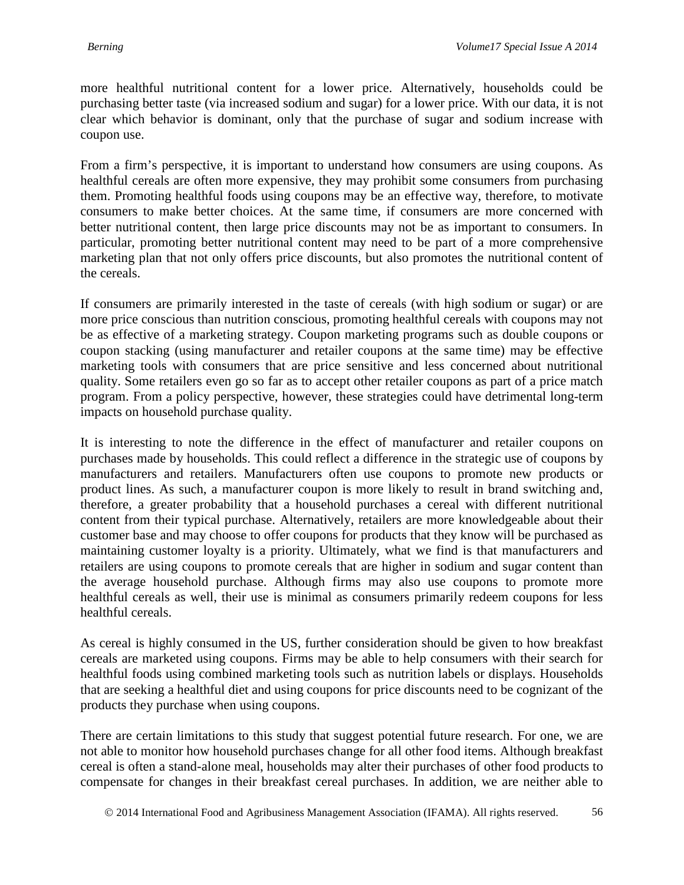more healthful nutritional content for a lower price. Alternatively, households could be purchasing better taste (via increased sodium and sugar) for a lower price. With our data, it is not clear which behavior is dominant, only that the purchase of sugar and sodium increase with coupon use.

From a firm's perspective, it is important to understand how consumers are using coupons. As healthful cereals are often more expensive, they may prohibit some consumers from purchasing them. Promoting healthful foods using coupons may be an effective way, therefore, to motivate consumers to make better choices. At the same time, if consumers are more concerned with better nutritional content, then large price discounts may not be as important to consumers. In particular, promoting better nutritional content may need to be part of a more comprehensive marketing plan that not only offers price discounts, but also promotes the nutritional content of the cereals.

If consumers are primarily interested in the taste of cereals (with high sodium or sugar) or are more price conscious than nutrition conscious, promoting healthful cereals with coupons may not be as effective of a marketing strategy. Coupon marketing programs such as double coupons or coupon stacking (using manufacturer and retailer coupons at the same time) may be effective marketing tools with consumers that are price sensitive and less concerned about nutritional quality. Some retailers even go so far as to accept other retailer coupons as part of a price match program. From a policy perspective, however, these strategies could have detrimental long-term impacts on household purchase quality.

It is interesting to note the difference in the effect of manufacturer and retailer coupons on purchases made by households. This could reflect a difference in the strategic use of coupons by manufacturers and retailers. Manufacturers often use coupons to promote new products or product lines. As such, a manufacturer coupon is more likely to result in brand switching and, therefore, a greater probability that a household purchases a cereal with different nutritional content from their typical purchase. Alternatively, retailers are more knowledgeable about their customer base and may choose to offer coupons for products that they know will be purchased as maintaining customer loyalty is a priority. Ultimately, what we find is that manufacturers and retailers are using coupons to promote cereals that are higher in sodium and sugar content than the average household purchase. Although firms may also use coupons to promote more healthful cereals as well, their use is minimal as consumers primarily redeem coupons for less healthful cereals.

As cereal is highly consumed in the US, further consideration should be given to how breakfast cereals are marketed using coupons. Firms may be able to help consumers with their search for healthful foods using combined marketing tools such as nutrition labels or displays. Households that are seeking a healthful diet and using coupons for price discounts need to be cognizant of the products they purchase when using coupons.

There are certain limitations to this study that suggest potential future research. For one, we are not able to monitor how household purchases change for all other food items. Although breakfast cereal is often a stand-alone meal, households may alter their purchases of other food products to compensate for changes in their breakfast cereal purchases. In addition, we are neither able to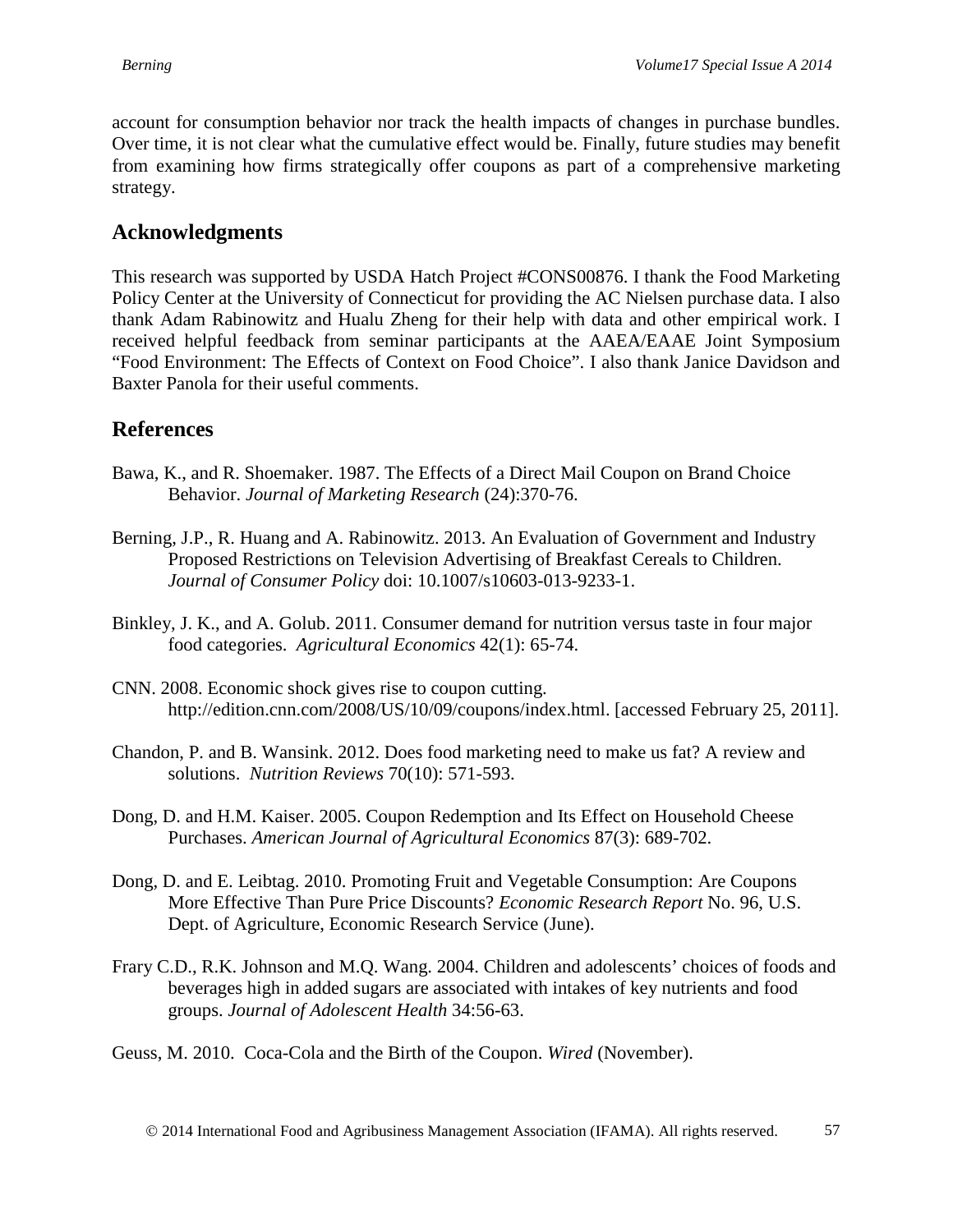account for consumption behavior nor track the health impacts of changes in purchase bundles. Over time, it is not clear what the cumulative effect would be. Finally, future studies may benefit from examining how firms strategically offer coupons as part of a comprehensive marketing strategy.

## Acknowledgments

This research was supported by USDA Hatch Project #CONS00876. I thank the Food Marketing Policy Center at the University of Connecticut for providing the AC Nielsen purchase data. I also thank Adam Rabinowitz and Hualu Zheng for their help with data and other empirical work. I received helpful feedback from seminar participants at the AAEA/EAAE Joint Symposium "Food Environment: The Effects of Context on Food Choice". I also thank Janice Davidson and Baxter Panola for their useful comments.

## References

Bawa, K., and R. Shoemaker. 1987. The Effects of a Direct Mail Coupon on Brand Choice Behavior. *Journal of Marketing Research* (24):370-76.

Berning, J.P., R. Huang and A. Rabinowitz. 2013. An Evaluation of Government and Industry Proposed Restrictions on Television Advertising of Breakfast Cereals to Children. *Journal of Consumer Policy* doi: 10.1007/s10603-013-9233-1.

Binkley, J. K., and A. Golub. 2011. Consumer demand for nutrition versus taste in four major food categories. *Agricultural Economics* 42(1): 65-74.

CNN. 2008. Economic shock gives rise to coupon cutting. http://edition.cnn.com/2008/US/10/09/coupons/index.html. [accessed February 25, 2011].

Chandon, P. and B. Wansink. 2012. Does food marketing need to make us fat? A review and solutions. *Nutrition Reviews* 70(10): 571-593.

Dong, D. and H.M. Kaiser. 2005. Coupon Redemption and Its Effect on Household Cheese Purchases. *American Journal of Agricultural Economics* 87(3): 689-702.

Dong, D. and E. Leibtag. 2010. Promoting Fruit and Vegetable Consumption: Are Coupons More Effective Than Pure Price Discounts? *Economic Research Report* No. 96, U.S. Dept. of Agriculture, Economic Research Service (June).

Frary C.D., R.K. Johnson and M.Q. Wang. 2004. Children and adolescents' choices of foods and beverages high in added sugars are associated with intakes of key nutrients and food groups. *Journal of Adolescent Health* 34:56-63.

Geuss, M. 2010. Coca-Cola and the Birth of the Coupon. *Wired* (November).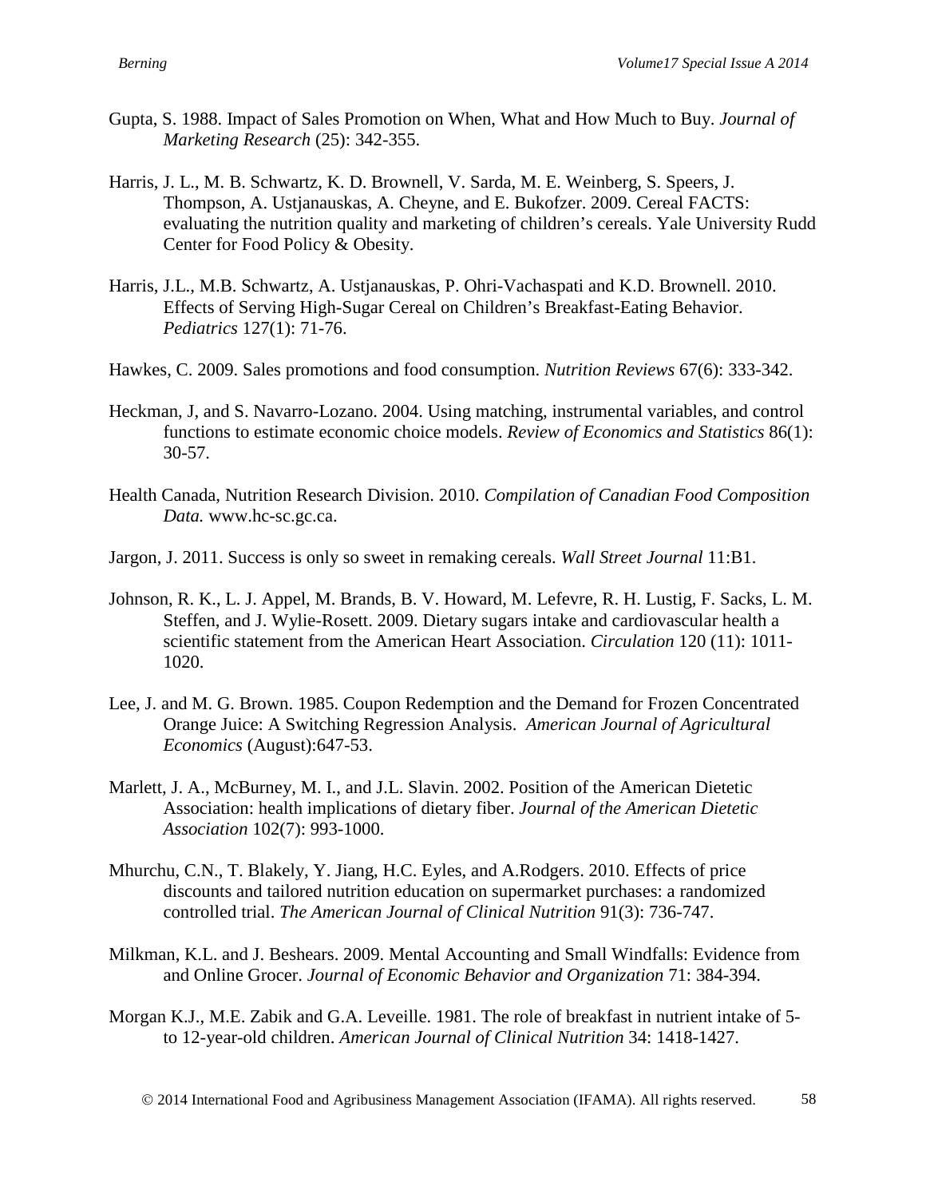Gupta, S. 1988. Impact of Sales Promotion on When, What and How Much to Buy. *Journal of Marketing Research* (25): 342-355.

Harris, J. L., M. B. Schwartz, K. D. Brownell, V. Sarda, M. E. Weinberg, S. Speers, J. Thompson, A. Ustjanauskas, A. Cheyne, and E. Bukofzer. 2009. Cereal FACTS: evaluating the nutrition quality and marketing of children's cereals. Yale University Rudd Center for Food Policy & Obesity.

Harris, J.L., M.B. Schwartz, A. Ustjanauskas, P. Ohri-Vachaspati and K.D. Brownell. 2010. Effects of Serving High-Sugar Cereal on Children's Breakfast-Eating Behavior. *Pediatrics* 127(1): 71-76.

Hawkes, C. 2009. Sales promotions and food consumption. *Nutrition Reviews* 67(6): 333-342.

Heckman, J, and S. Navarro-Lozano. 2004. Using matching, instrumental variables, and control functions to estimate economic choice models. *Review of Economics and Statistics* 86(1): 30-57.

Health Canada, Nutrition Research Division. 2010. *Compilation of Canadian Food Composition Data.* www.hc-sc.gc.ca.

Jargon, J. 2011. Success is only so sweet in remaking cereals. *Wall Street Journal* 11:B1.

Johnson, R. K., L. J. Appel, M. Brands, B. V. Howard, M. Lefevre, R. H. Lustig, F. Sacks, L. M. Steffen, and J. Wylie-Rosett. 2009. Dietary sugars intake and cardiovascular health a scientific statement from the American Heart Association. *Circulation* 120 (11): 1011-1020.

Lee, J. and M. G. Brown. 1985. Coupon Redemption and the Demand for Frozen Concentrated Orange Juice: A Switching Regression Analysis. *American Journal of Agricultural Economics* (August):647-53.

Marlett, J. A., McBurney, M. I., and J.L. Slavin. 2002. Position of the American Dietetic Association: health implications of dietary fiber. *Journal of the American Dietetic Association* 102(7): 993-1000.

Mhurchu, C.N., T. Blakely, Y. Jiang, H.C. Eyles, and A.Rodgers. 2010. Effects of price discounts and tailored nutrition education on supermarket purchases: a randomized controlled trial. *The American Journal of Clinical Nutrition* 91(3): 736-747.

Milkman, K.L. and J. Beshears. 2009. Mental Accounting and Small Windfalls: Evidence from and Online Grocer. *Journal of Economic Behavior and Organization* 71: 384-394.

Morgan K.J., M.E. Zabik and G.A. Leveille. 1981. The role of breakfast in nutrient intake of 5- to 12-year-old children. *American Journal of Clinical Nutrition* 34: 1418-1427.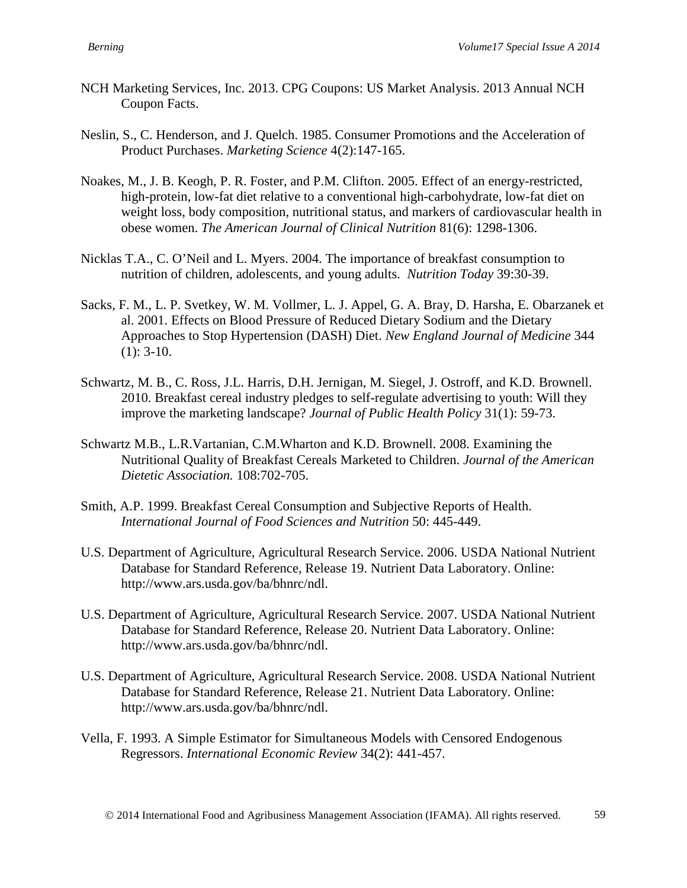NCH Marketing Services, Inc. 2013. CPG Coupons: US Market Analysis. 2013 Annual NCH Coupon Facts.

Neslin, S., C. Henderson, and J. Quelch. 1985. Consumer Promotions and the Acceleration of Product Purchases. *Marketing Science* 4(2):147-165.

Noakes, M., J. B. Keogh, P. R. Foster, and P.M. Clifton. 2005. Effect of an energy-restricted, high-protein, low-fat diet relative to a conventional high-carbohydrate, low-fat diet on weight loss, body composition, nutritional status, and markers of cardiovascular health in obese women. *The American Journal of Clinical Nutrition* 81(6): 1298-1306.

Nicklas T.A., C. O'Neil and L. Myers. 2004. The importance of breakfast consumption to nutrition of children, adolescents, and young adults. *Nutrition Today* 39:30-39.

Sacks, F. M., L. P. Svetkey, W. M. Vollmer, L. J. Appel, G. A. Bray, D. Harsha, E. Obarzanek et al. 2001. Effects on Blood Pressure of Reduced Dietary Sodium and the Dietary Approaches to Stop Hypertension (DASH) Diet. *New England Journal of Medicine* 344 (1): 3-10.

Schwartz, M. B., C. Ross, J.L. Harris, D.H. Jernigan, M. Siegel, J. Ostroff, and K.D. Brownell. 2010. Breakfast cereal industry pledges to self-regulate advertising to youth: Will they improve the marketing landscape? *Journal of Public Health Policy* 31(1): 59-73.

Schwartz M.B., L.R.Vartanian, C.M.Wharton and K.D. Brownell. 2008. Examining the Nutritional Quality of Breakfast Cereals Marketed to Children. *Journal of the American Dietetic Association.* 108:702-705.

Smith, A.P. 1999. Breakfast Cereal Consumption and Subjective Reports of Health. *International Journal of Food Sciences and Nutrition* 50: 445-449.

U.S. Department of Agriculture, Agricultural Research Service. 2006. USDA National Nutrient Database for Standard Reference, Release 19. Nutrient Data Laboratory. Online: http://www.ars.usda.gov/ba/bhnrc/ndl.

U.S. Department of Agriculture, Agricultural Research Service. 2007. USDA National Nutrient Database for Standard Reference, Release 20. Nutrient Data Laboratory. Online: http://www.ars.usda.gov/ba/bhnrc/ndl.

U.S. Department of Agriculture, Agricultural Research Service. 2008. USDA National Nutrient Database for Standard Reference, Release 21. Nutrient Data Laboratory. Online: http://www.ars.usda.gov/ba/bhnrc/ndl.

Vella, F. 1993. A Simple Estimator for Simultaneous Models with Censored Endogenous Regressors. *International Economic Review* 34(2): 441-457.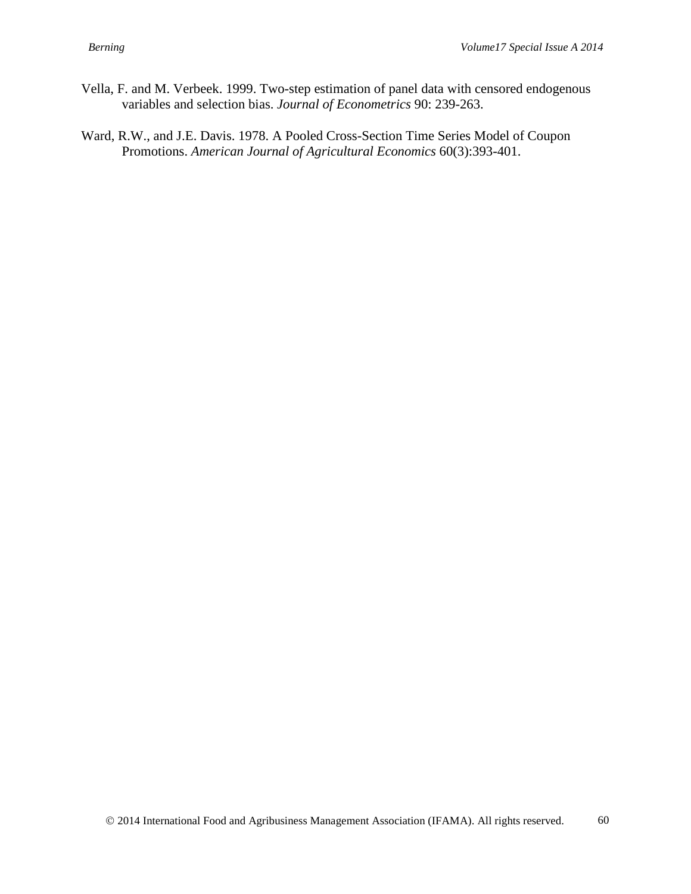Vella, F. and M. Verbeek. 1999. Two-step estimation of panel data with censored endogenous variables and selection bias. *Journal of Econometrics* 90: 239-263.

Ward, R.W., and J.E. Davis. 1978. A Pooled Cross-Section Time Series Model of Coupon Promotions. *American Journal of Agricultural Economics* 60(3):393-401.